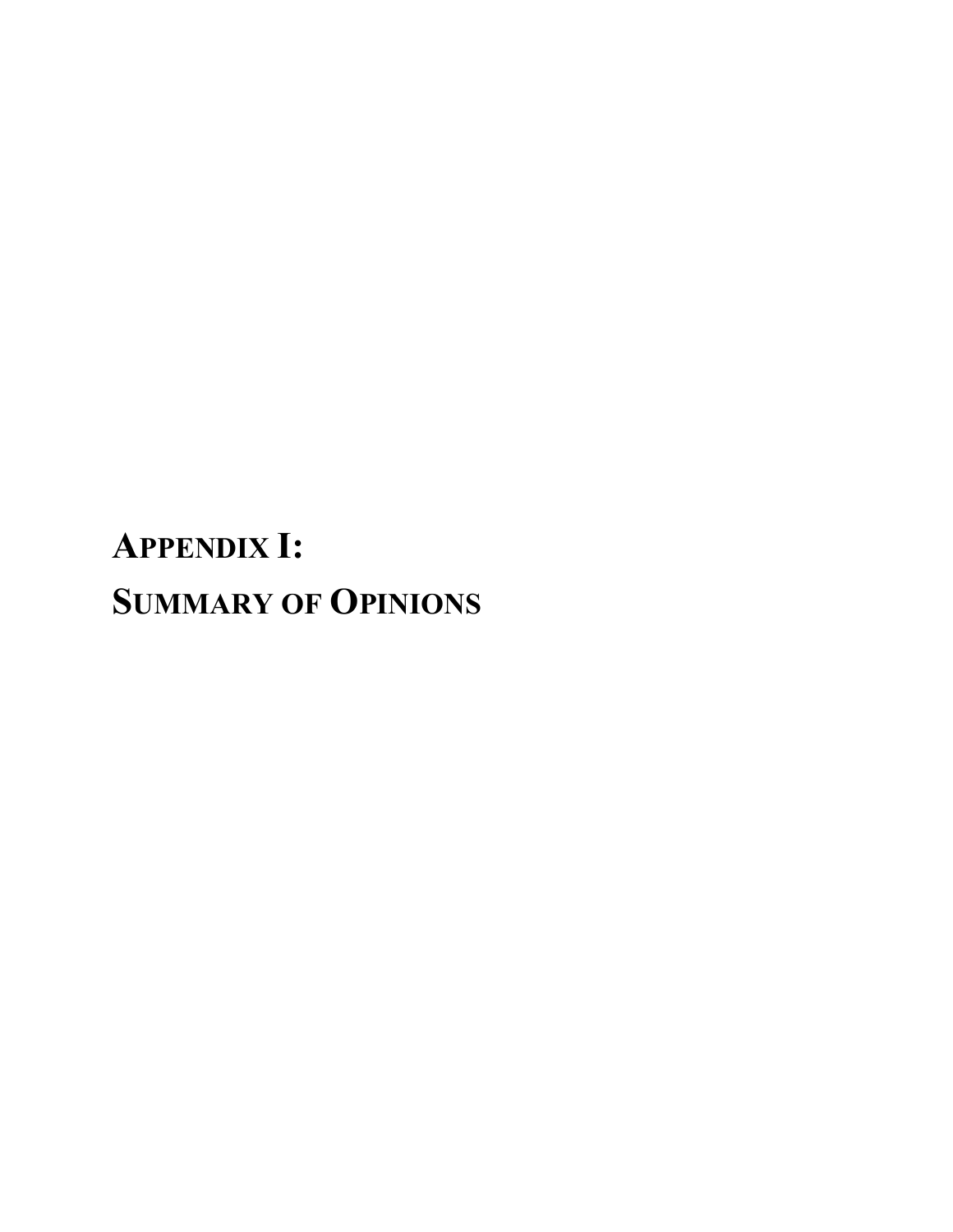# APPENDIX I:
# SUMMARY OF OPINIONS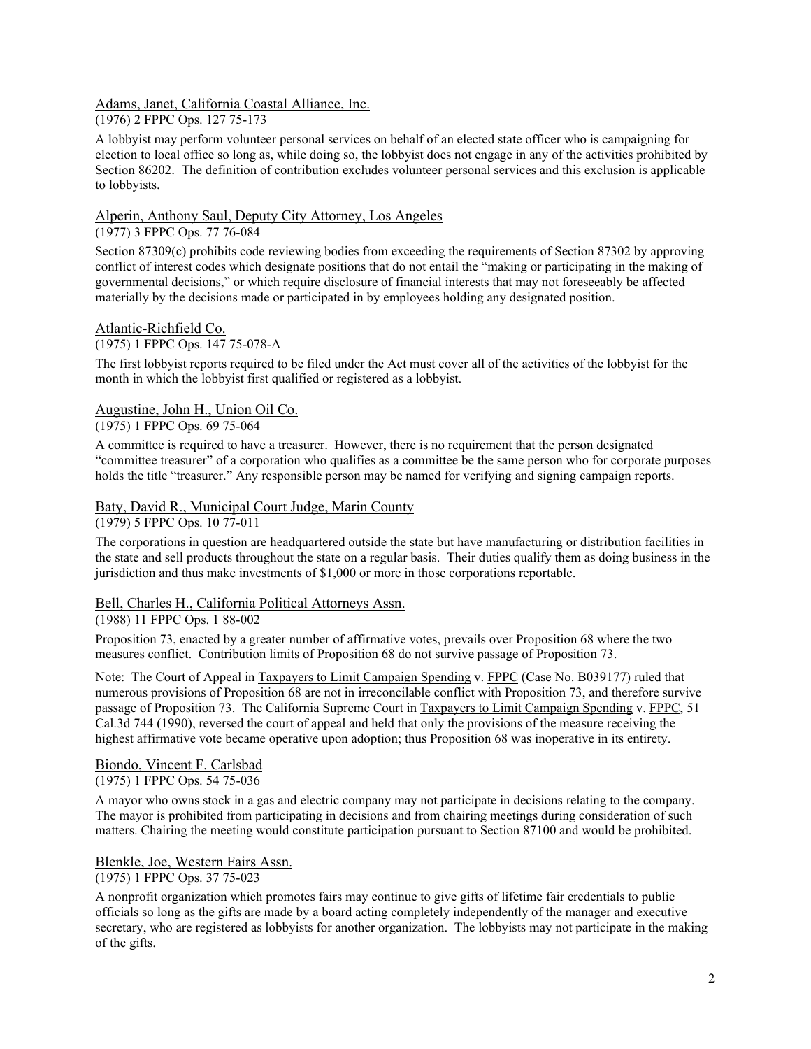Adams, Janet, California Coastal Alliance, Inc.

(1976) 2 FPPC Ops. 127 75-173

A lobbyist may perform volunteer personal services on behalf of an elected state officer who is campaigning for election to local office so long as, while doing so, the lobbyist does not engage in any of the activities prohibited by Section 86202. The definition of contribution excludes volunteer personal services and this exclusion is applicable to lobbyists.

Alperin, Anthony Saul, Deputy City Attorney, Los Angeles

(1977) 3 FPPC Ops. 77 76-084

Section 87309(c) prohibits code reviewing bodies from exceeding the requirements of Section 87302 by approving conflict of interest codes which designate positions that do not entail the "making or participating in the making of governmental decisions," or which require disclosure of financial interests that may not foreseeably be affected materially by the decisions made or participated in by employees holding any designated position.

Atlantic-Richfield Co.

(1975) 1 FPPC Ops. 147 75-078-A

The first lobbyist reports required to be filed under the Act must cover all of the activities of the lobbyist for the month in which the lobbyist first qualified or registered as a lobbyist.

Augustine, John H., Union Oil Co.

(1975) 1 FPPC Ops. 69 75-064

A committee is required to have a treasurer. However, there is no requirement that the person designated "committee treasurer" of a corporation who qualifies as a committee be the same person who for corporate purposes holds the title "treasurer." Any responsible person may be named for verifying and signing campaign reports.

Baty, David R., Municipal Court Judge, Marin County

(1979) 5 FPPC Ops. 10 77-011

The corporations in question are headquartered outside the state but have manufacturing or distribution facilities in the state and sell products throughout the state on a regular basis. Their duties qualify them as doing business in the jurisdiction and thus make investments of $1,000 or more in those corporations reportable.

Bell, Charles H., California Political Attorneys Assn.

(1988) 11 FPPC Ops. 1 88-002

Proposition 73, enacted by a greater number of affirmative votes, prevails over Proposition 68 where the two measures conflict. Contribution limits of Proposition 68 do not survive passage of Proposition 73.

Note: The Court of Appeal in Taxpayers to Limit Campaign Spending v. FPPC (Case No. B039177) ruled that numerous provisions of Proposition 68 are not in irreconcilable conflict with Proposition 73, and therefore survive passage of Proposition 73. The California Supreme Court in Taxpayers to Limit Campaign Spending v. FPPC, 51 Cal.3d 744 (1990), reversed the court of appeal and held that only the provisions of the measure receiving the highest affirmative vote became operative upon adoption; thus Proposition 68 was inoperative in its entirety.

Biondo, Vincent F. Carlsbad

(1975) 1 FPPC Ops. 54 75-036

A mayor who owns stock in a gas and electric company may not participate in decisions relating to the company. The mayor is prohibited from participating in decisions and from chairing meetings during consideration of such matters. Chairing the meeting would constitute participation pursuant to Section 87100 and would be prohibited.

Blenkle, Joe, Western Fairs Assn.

(1975) 1 FPPC Ops. 37 75-023

A nonprofit organization which promotes fairs may continue to give gifts of lifetime fair credentials to public officials so long as the gifts are made by a board acting completely independently of the manager and executive secretary, who are registered as lobbyists for another organization. The lobbyists may not participate in the making of the gifts.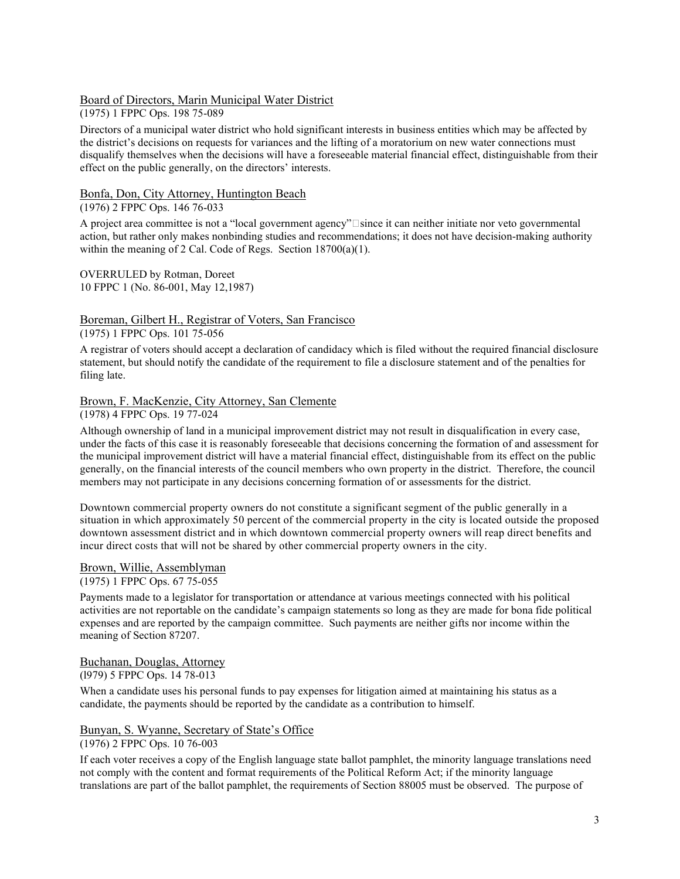Board of Directors, Marin Municipal Water District

(1975) 1 FPPC Ops. 198 75-089

Directors of a municipal water district who hold significant interests in business entities which may be affected by the district's decisions on requests for variances and the lifting of a moratorium on new water connections must disqualify themselves when the decisions will have a foreseeable material financial effect, distinguishable from their effect on the public generally, on the directors' interests.

Bonfa, Don, City Attorney, Huntington Beach

(1976) 2 FPPC Ops. 146 76-033

A project area committee is not a "local government agency" since it can neither initiate nor veto governmental action, but rather only makes nonbinding studies and recommendations; it does not have decision-making authority within the meaning of 2 Cal. Code of Regs. Section 18700(a)(1).

OVERRULED by Rotman, Doreet
10 FPPC 1 (No. 86-001, May 12,1987)

Boreman, Gilbert H., Registrar of Voters, San Francisco

(1975) 1 FPPC Ops. 101 75-056

A registrar of voters should accept a declaration of candidacy which is filed without the required financial disclosure statement, but should notify the candidate of the requirement to file a disclosure statement and of the penalties for filing late.

Brown, F. MacKenzie, City Attorney, San Clemente

(1978) 4 FPPC Ops. 19 77-024

Although ownership of land in a municipal improvement district may not result in disqualification in every case, under the facts of this case it is reasonably foreseeable that decisions concerning the formation of and assessment for the municipal improvement district will have a material financial effect, distinguishable from its effect on the public generally, on the financial interests of the council members who own property in the district. Therefore, the council members may not participate in any decisions concerning formation of or assessments for the district.

Downtown commercial property owners do not constitute a significant segment of the public generally in a situation in which approximately 50 percent of the commercial property in the city is located outside the proposed downtown assessment district and in which downtown commercial property owners will reap direct benefits and incur direct costs that will not be shared by other commercial property owners in the city.

Brown, Willie, Assemblyman

(1975) 1 FPPC Ops. 67 75-055

Payments made to a legislator for transportation or attendance at various meetings connected with his political activities are not reportable on the candidate's campaign statements so long as they are made for bona fide political expenses and are reported by the campaign committee. Such payments are neither gifts nor income within the meaning of Section 87207.

Buchanan, Douglas, Attorney

(l979) 5 FPPC Ops. 14 78-013

When a candidate uses his personal funds to pay expenses for litigation aimed at maintaining his status as a candidate, the payments should be reported by the candidate as a contribution to himself.

Bunyan, S. Wyanne, Secretary of State's Office

(1976) 2 FPPC Ops. 10 76-003

If each voter receives a copy of the English language state ballot pamphlet, the minority language translations need not comply with the content and format requirements of the Political Reform Act; if the minority language translations are part of the ballot pamphlet, the requirements of Section 88005 must be observed. The purpose of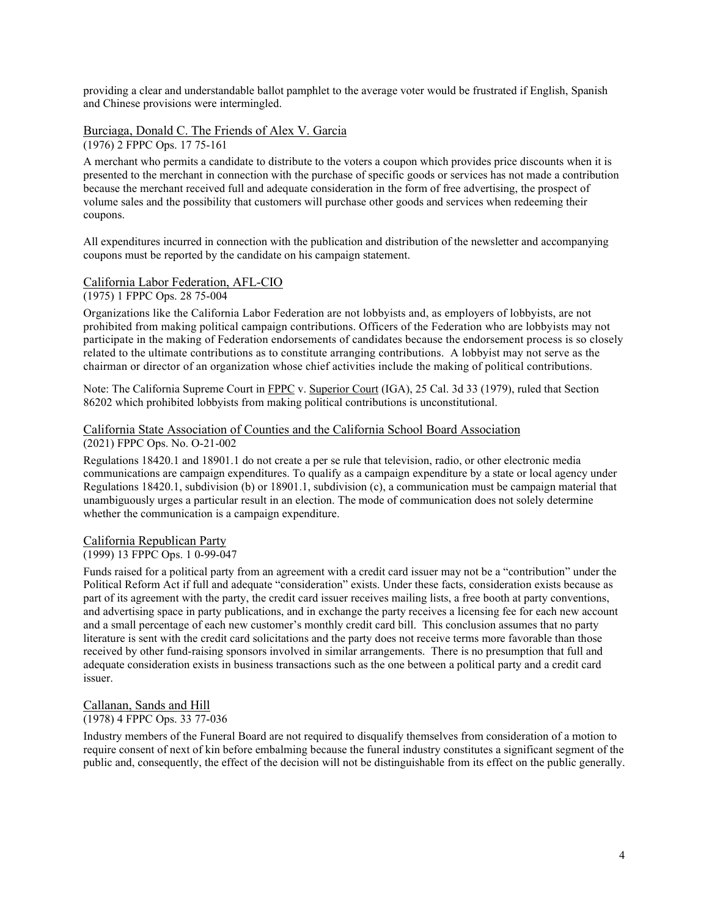providing a clear and understandable ballot pamphlet to the average voter would be frustrated if English, Spanish and Chinese provisions were intermingled.

<u>Burciaga, Donald C. The Friends of Alex V. Garcia</u>

(1976) 2 FPPC Ops. 17 75-161

A merchant who permits a candidate to distribute to the voters a coupon which provides price discounts when it is presented to the merchant in connection with the purchase of specific goods or services has not made a contribution because the merchant received full and adequate consideration in the form of free advertising, the prospect of volume sales and the possibility that customers will purchase other goods and services when redeeming their coupons.

All expenditures incurred in connection with the publication and distribution of the newsletter and accompanying coupons must be reported by the candidate on his campaign statement.

<u>California Labor Federation, AFL-CIO</u>

(1975) 1 FPPC Ops. 28 75-004

Organizations like the California Labor Federation are not lobbyists and, as employers of lobbyists, are not prohibited from making political campaign contributions. Officers of the Federation who are lobbyists may not participate in the making of Federation endorsements of candidates because the endorsement process is so closely related to the ultimate contributions as to constitute arranging contributions. A lobbyist may not serve as the chairman or director of an organization whose chief activities include the making of political contributions.

Note: The California Supreme Court in <u>FPPC</u> v. <u>Superior Court</u> (IGA), 25 Cal. 3d 33 (1979), ruled that Section 86202 which prohibited lobbyists from making political contributions is unconstitutional.

<u>California State Association of Counties and the California School Board Association</u>

(2021) FPPC Ops. No. O-21-002

Regulations 18420.1 and 18901.1 do not create a per se rule that television, radio, or other electronic media communications are campaign expenditures. To qualify as a campaign expenditure by a state or local agency under Regulations 18420.1, subdivision (b) or 18901.1, subdivision (c), a communication must be campaign material that unambiguously urges a particular result in an election. The mode of communication does not solely determine whether the communication is a campaign expenditure.

<u>California Republican Party</u>

(1999) 13 FPPC Ops. 1 0-99-047

Funds raised for a political party from an agreement with a credit card issuer may not be a "contribution" under the Political Reform Act if full and adequate "consideration" exists. Under these facts, consideration exists because as part of its agreement with the party, the credit card issuer receives mailing lists, a free booth at party conventions, and advertising space in party publications, and in exchange the party receives a licensing fee for each new account and a small percentage of each new customer's monthly credit card bill. This conclusion assumes that no party literature is sent with the credit card solicitations and the party does not receive terms more favorable than those received by other fund-raising sponsors involved in similar arrangements. There is no presumption that full and adequate consideration exists in business transactions such as the one between a political party and a credit card issuer.

<u>Callanan, Sands and Hill</u>

(1978) 4 FPPC Ops. 33 77-036

Industry members of the Funeral Board are not required to disqualify themselves from consideration of a motion to require consent of next of kin before embalming because the funeral industry constitutes a significant segment of the public and, consequently, the effect of the decision will not be distinguishable from its effect on the public generally.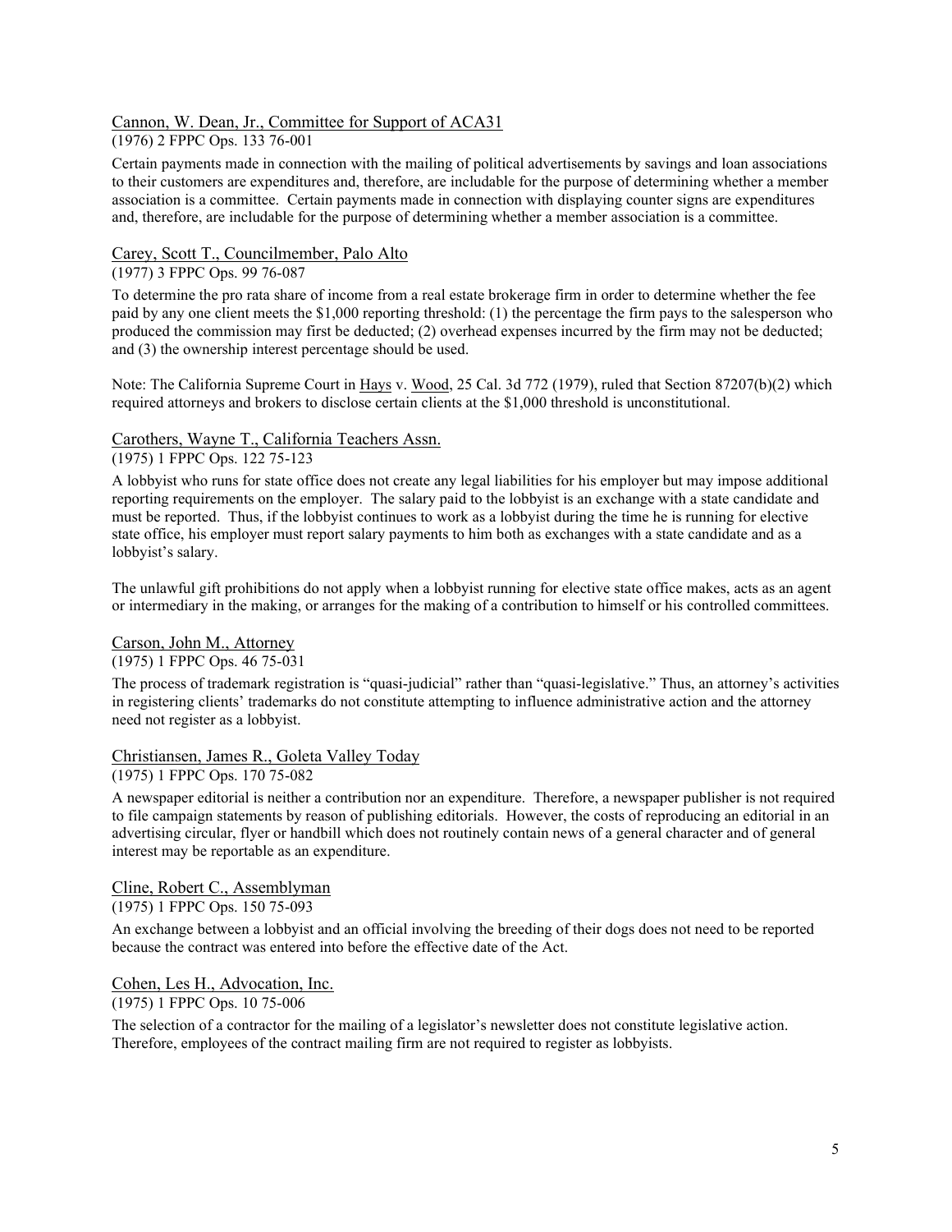Cannon, W. Dean, Jr., Committee for Support of ACA31

(1976) 2 FPPC Ops. 133 76-001

Certain payments made in connection with the mailing of political advertisements by savings and loan associations to their customers are expenditures and, therefore, are includable for the purpose of determining whether a member association is a committee. Certain payments made in connection with displaying counter signs are expenditures and, therefore, are includable for the purpose of determining whether a member association is a committee.

Carey, Scott T., Councilmember, Palo Alto

(1977) 3 FPPC Ops. 99 76-087

To determine the pro rata share of income from a real estate brokerage firm in order to determine whether the fee paid by any one client meets the $1,000 reporting threshold: (1) the percentage the firm pays to the salesperson who produced the commission may first be deducted; (2) overhead expenses incurred by the firm may not be deducted; and (3) the ownership interest percentage should be used.

Note: The California Supreme Court in Hays v. Wood, 25 Cal. 3d 772 (1979), ruled that Section 87207(b)(2) which required attorneys and brokers to disclose certain clients at the $1,000 threshold is unconstitutional.

Carothers, Wayne T., California Teachers Assn.

(1975) 1 FPPC Ops. 122 75-123

A lobbyist who runs for state office does not create any legal liabilities for his employer but may impose additional reporting requirements on the employer. The salary paid to the lobbyist is an exchange with a state candidate and must be reported. Thus, if the lobbyist continues to work as a lobbyist during the time he is running for elective state office, his employer must report salary payments to him both as exchanges with a state candidate and as a lobbyist's salary.

The unlawful gift prohibitions do not apply when a lobbyist running for elective state office makes, acts as an agent or intermediary in the making, or arranges for the making of a contribution to himself or his controlled committees.

Carson, John M., Attorney

(1975) 1 FPPC Ops. 46 75-031

The process of trademark registration is "quasi-judicial" rather than "quasi-legislative." Thus, an attorney's activities in registering clients' trademarks do not constitute attempting to influence administrative action and the attorney need not register as a lobbyist.

Christiansen, James R., Goleta Valley Today

(1975) 1 FPPC Ops. 170 75-082

A newspaper editorial is neither a contribution nor an expenditure. Therefore, a newspaper publisher is not required to file campaign statements by reason of publishing editorials. However, the costs of reproducing an editorial in an advertising circular, flyer or handbill which does not routinely contain news of a general character and of general interest may be reportable as an expenditure.

Cline, Robert C., Assemblyman

(1975) 1 FPPC Ops. 150 75-093

An exchange between a lobbyist and an official involving the breeding of their dogs does not need to be reported because the contract was entered into before the effective date of the Act.

Cohen, Les H., Advocation, Inc.

(1975) 1 FPPC Ops. 10 75-006

The selection of a contractor for the mailing of a legislator's newsletter does not constitute legislative action. Therefore, employees of the contract mailing firm are not required to register as lobbyists.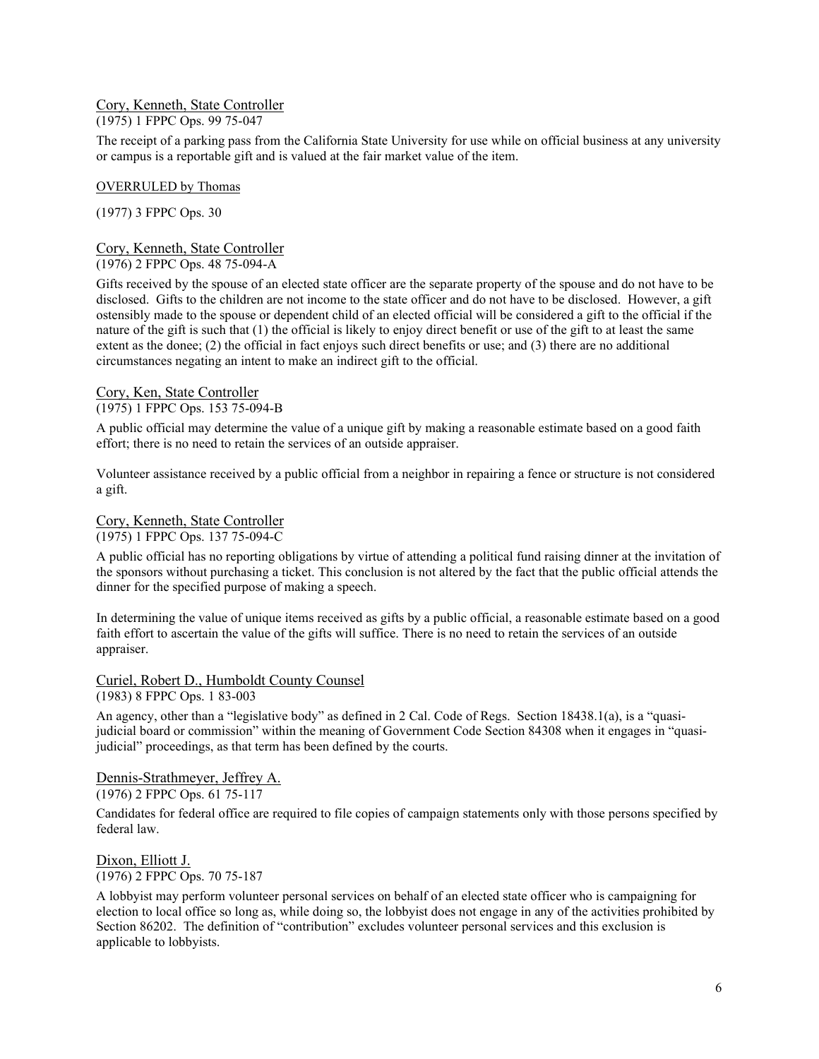Cory, Kenneth, State Controller

(1975) 1 FPPC Ops. 99 75-047

The receipt of a parking pass from the California State University for use while on official business at any university or campus is a reportable gift and is valued at the fair market value of the item.

OVERRULED by Thomas

(1977) 3 FPPC Ops. 30

Cory, Kenneth, State Controller

(1976) 2 FPPC Ops. 48 75-094-A

Gifts received by the spouse of an elected state officer are the separate property of the spouse and do not have to be disclosed. Gifts to the children are not income to the state officer and do not have to be disclosed. However, a gift ostensibly made to the spouse or dependent child of an elected official will be considered a gift to the official if the nature of the gift is such that (1) the official is likely to enjoy direct benefit or use of the gift to at least the same extent as the donee; (2) the official in fact enjoys such direct benefits or use; and (3) there are no additional circumstances negating an intent to make an indirect gift to the official.

Cory, Ken, State Controller

(1975) 1 FPPC Ops. 153 75-094-B

A public official may determine the value of a unique gift by making a reasonable estimate based on a good faith effort; there is no need to retain the services of an outside appraiser.

Volunteer assistance received by a public official from a neighbor in repairing a fence or structure is not considered a gift.

Cory, Kenneth, State Controller

(1975) 1 FPPC Ops. 137 75-094-C

A public official has no reporting obligations by virtue of attending a political fund raising dinner at the invitation of the sponsors without purchasing a ticket. This conclusion is not altered by the fact that the public official attends the dinner for the specified purpose of making a speech.

In determining the value of unique items received as gifts by a public official, a reasonable estimate based on a good faith effort to ascertain the value of the gifts will suffice. There is no need to retain the services of an outside appraiser.

Curiel, Robert D., Humboldt County Counsel

(1983) 8 FPPC Ops. 1 83-003

An agency, other than a "legislative body" as defined in 2 Cal. Code of Regs. Section 18438.1(a), is a "quasi-judicial board or commission" within the meaning of Government Code Section 84308 when it engages in "quasi-judicial" proceedings, as that term has been defined by the courts.

Dennis-Strathmeyer, Jeffrey A.

(1976) 2 FPPC Ops. 61 75-117

Candidates for federal office are required to file copies of campaign statements only with those persons specified by federal law.

Dixon, Elliott J.

(1976) 2 FPPC Ops. 70 75-187

A lobbyist may perform volunteer personal services on behalf of an elected state officer who is campaigning for election to local office so long as, while doing so, the lobbyist does not engage in any of the activities prohibited by Section 86202. The definition of "contribution" excludes volunteer personal services and this exclusion is applicable to lobbyists.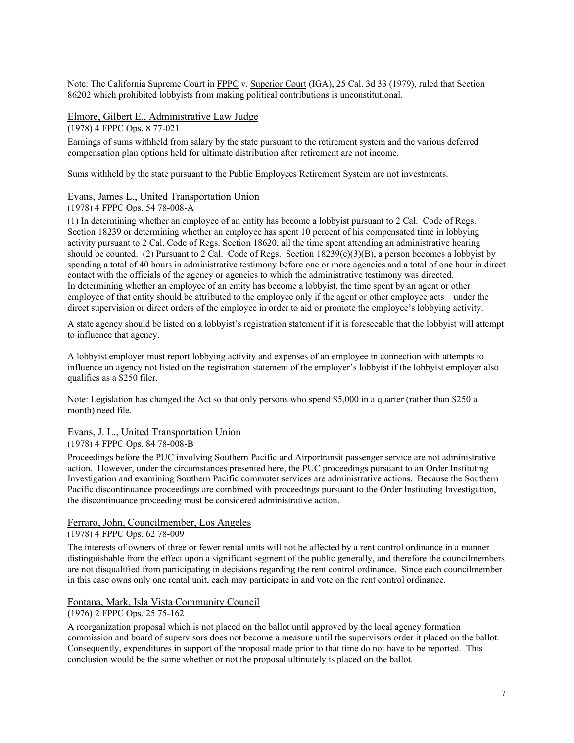Note: The California Supreme Court in FPPC v. Superior Court (IGA), 25 Cal. 3d 33 (1979), ruled that Section 86202 which prohibited lobbyists from making political contributions is unconstitutional.

### Elmore, Gilbert E., Administrative Law Judge

(1978) 4 FPPC Ops. 8 77-021

Earnings of sums withheld from salary by the state pursuant to the retirement system and the various deferred compensation plan options held for ultimate distribution after retirement are not income.

Sums withheld by the state pursuant to the Public Employees Retirement System are not investments.

### Evans, James L., United Transportation Union

(1978) 4 FPPC Ops. 54 78-008-A

(1) In determining whether an employee of an entity has become a lobbyist pursuant to 2 Cal. Code of Regs. Section 18239 or determining whether an employee has spent 10 percent of his compensated time in lobbying activity pursuant to 2 Cal. Code of Regs. Section 18620, all the time spent attending an administrative hearing should be counted. (2) Pursuant to 2 Cal. Code of Regs. Section 18239(e)(3)(B), a person becomes a lobbyist by spending a total of 40 hours in administrative testimony before one or more agencies and a total of one hour in direct contact with the officials of the agency or agencies to which the administrative testimony was directed. In determining whether an employee of an entity has become a lobbyist, the time spent by an agent or other employee of that entity should be attributed to the employee only if the agent or other employee acts under the direct supervision or direct orders of the employee in order to aid or promote the employee's lobbying activity.

A state agency should be listed on a lobbyist's registration statement if it is foreseeable that the lobbyist will attempt to influence that agency.

A lobbyist employer must report lobbying activity and expenses of an employee in connection with attempts to influence an agency not listed on the registration statement of the employer's lobbyist if the lobbyist employer also qualifies as a $250 filer.

Note: Legislation has changed the Act so that only persons who spend $5,000 in a quarter (rather than $250 a month) need file.

### Evans, J. L., United Transportation Union

(1978) 4 FPPC Ops. 84 78-008-B

Proceedings before the PUC involving Southern Pacific and Airportransit passenger service are not administrative action. However, under the circumstances presented here, the PUC proceedings pursuant to an Order Instituting Investigation and examining Southern Pacific commuter services are administrative actions. Because the Southern Pacific discontinuance proceedings are combined with proceedings pursuant to the Order Instituting Investigation, the discontinuance proceeding must be considered administrative action.

### Ferraro, John, Councilmember, Los Angeles

(1978) 4 FPPC Ops. 62 78-009

The interests of owners of three or fewer rental units will not be affected by a rent control ordinance in a manner distinguishable from the effect upon a significant segment of the public generally, and therefore the councilmembers are not disqualified from participating in decisions regarding the rent control ordinance. Since each councilmember in this case owns only one rental unit, each may participate in and vote on the rent control ordinance.

### Fontana, Mark, Isla Vista Community Council

(1976) 2 FPPC Ops. 25 75-162

A reorganization proposal which is not placed on the ballot until approved by the local agency formation commission and board of supervisors does not become a measure until the supervisors order it placed on the ballot. Consequently, expenditures in support of the proposal made prior to that time do not have to be reported. This conclusion would be the same whether or not the proposal ultimately is placed on the ballot.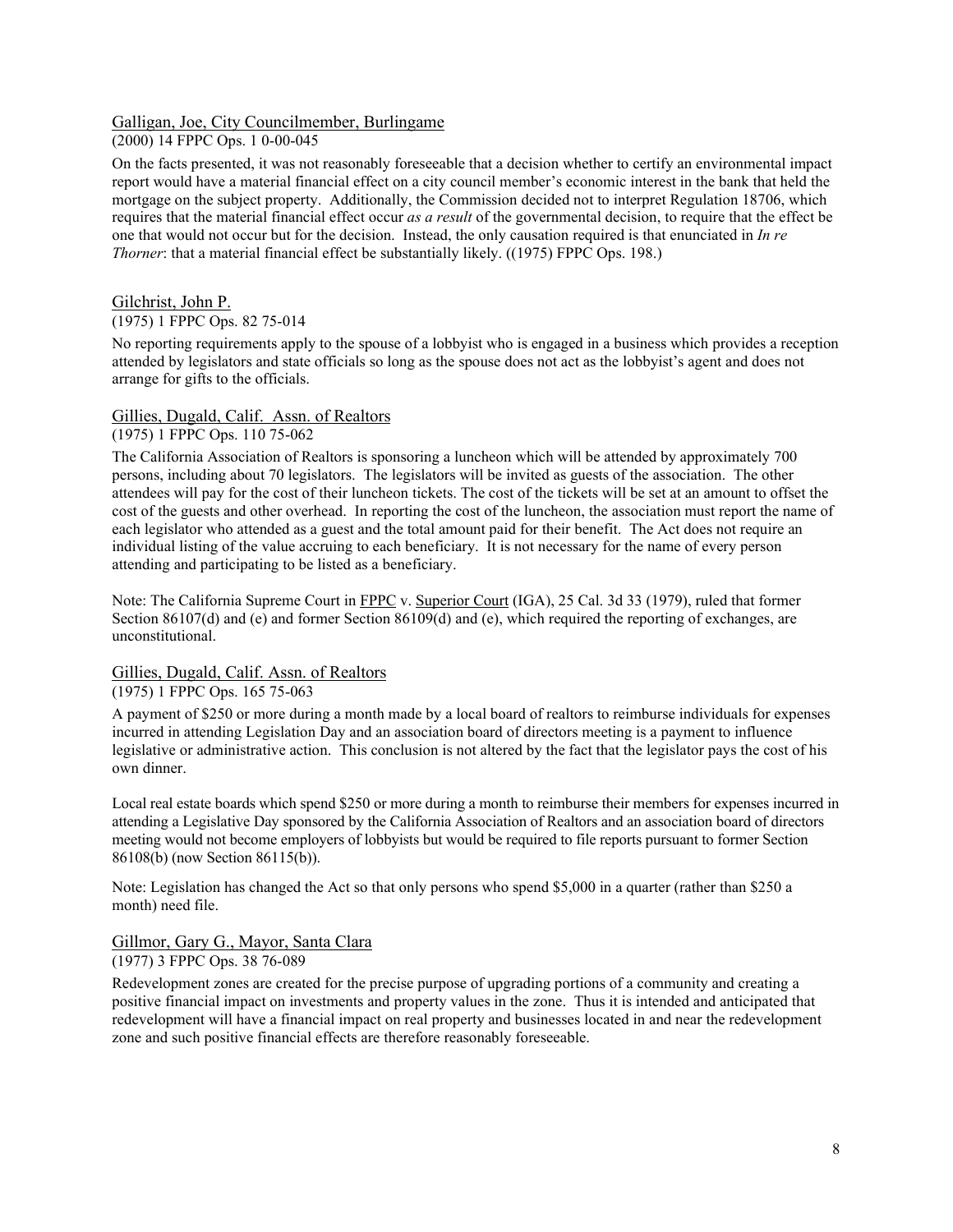Galligan, Joe, City Councilmember, Burlingame

(2000) 14 FPPC Ops. 1 0-00-045

On the facts presented, it was not reasonably foreseeable that a decision whether to certify an environmental impact report would have a material financial effect on a city council member's economic interest in the bank that held the mortgage on the subject property. Additionally, the Commission decided not to interpret Regulation 18706, which requires that the material financial effect occur *as a result* of the governmental decision, to require that the effect be one that would not occur but for the decision. Instead, the only causation required is that enunciated in *In re Thorner*: that a material financial effect be substantially likely. ((1975) FPPC Ops. 198.)

Gilchrist, John P.

(1975) 1 FPPC Ops. 82 75-014

No reporting requirements apply to the spouse of a lobbyist who is engaged in a business which provides a reception attended by legislators and state officials so long as the spouse does not act as the lobbyist's agent and does not arrange for gifts to the officials.

Gillies, Dugald, Calif. Assn. of Realtors

(1975) 1 FPPC Ops. 110 75-062

The California Association of Realtors is sponsoring a luncheon which will be attended by approximately 700 persons, including about 70 legislators. The legislators will be invited as guests of the association. The other attendees will pay for the cost of their luncheon tickets. The cost of the tickets will be set at an amount to offset the cost of the guests and other overhead. In reporting the cost of the luncheon, the association must report the name of each legislator who attended as a guest and the total amount paid for their benefit. The Act does not require an individual listing of the value accruing to each beneficiary. It is not necessary for the name of every person attending and participating to be listed as a beneficiary.

Note: The California Supreme Court in FPPC v. Superior Court (IGA), 25 Cal. 3d 33 (1979), ruled that former Section 86107(d) and (e) and former Section 86109(d) and (e), which required the reporting of exchanges, are unconstitutional.

Gillies, Dugald, Calif. Assn. of Realtors

(1975) 1 FPPC Ops. 165 75-063

A payment of $250 or more during a month made by a local board of realtors to reimburse individuals for expenses incurred in attending Legislation Day and an association board of directors meeting is a payment to influence legislative or administrative action. This conclusion is not altered by the fact that the legislator pays the cost of his own dinner.

Local real estate boards which spend $250 or more during a month to reimburse their members for expenses incurred in attending a Legislative Day sponsored by the California Association of Realtors and an association board of directors meeting would not become employers of lobbyists but would be required to file reports pursuant to former Section 86108(b) (now Section 86115(b)).

Note: Legislation has changed the Act so that only persons who spend $5,000 in a quarter (rather than $250 a month) need file.

Gillmor, Gary G., Mayor, Santa Clara

(1977) 3 FPPC Ops. 38 76-089

Redevelopment zones are created for the precise purpose of upgrading portions of a community and creating a positive financial impact on investments and property values in the zone. Thus it is intended and anticipated that redevelopment will have a financial impact on real property and businesses located in and near the redevelopment zone and such positive financial effects are therefore reasonably foreseeable.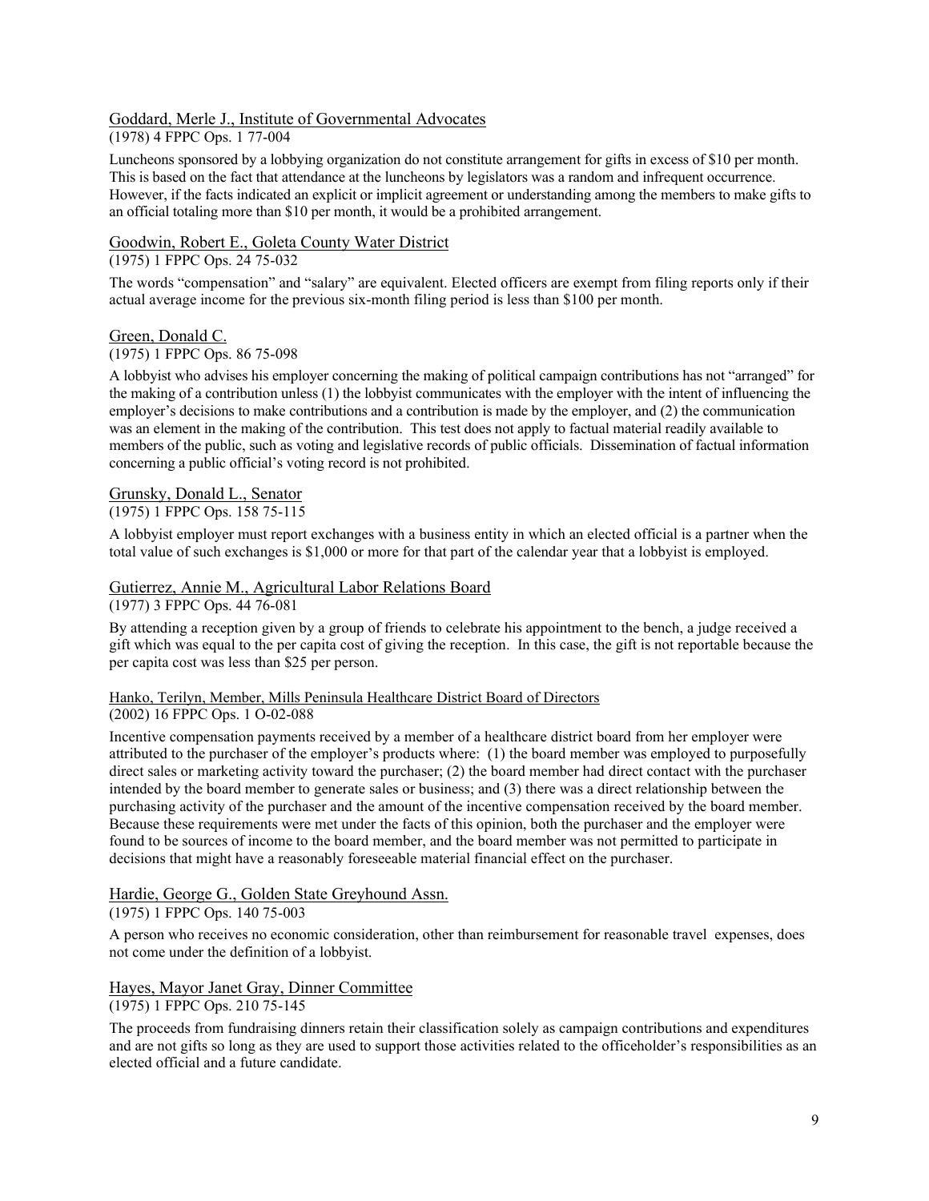Goddard, Merle J., Institute of Governmental Advocates

(1978) 4 FPPC Ops. 1 77-004

Luncheons sponsored by a lobbying organization do not constitute arrangement for gifts in excess of $10 per month. This is based on the fact that attendance at the luncheons by legislators was a random and infrequent occurrence. However, if the facts indicated an explicit or implicit agreement or understanding among the members to make gifts to an official totaling more than $10 per month, it would be a prohibited arrangement.

Goodwin, Robert E., Goleta County Water District

(1975) 1 FPPC Ops. 24 75-032

The words "compensation" and "salary" are equivalent. Elected officers are exempt from filing reports only if their actual average income for the previous six-month filing period is less than $100 per month.

Green, Donald C.

(1975) 1 FPPC Ops. 86 75-098

A lobbyist who advises his employer concerning the making of political campaign contributions has not "arranged" for the making of a contribution unless (1) the lobbyist communicates with the employer with the intent of influencing the employer's decisions to make contributions and a contribution is made by the employer, and (2) the communication was an element in the making of the contribution. This test does not apply to factual material readily available to members of the public, such as voting and legislative records of public officials. Dissemination of factual information concerning a public official's voting record is not prohibited.

Grunsky, Donald L., Senator

(1975) 1 FPPC Ops. 158 75-115

A lobbyist employer must report exchanges with a business entity in which an elected official is a partner when the total value of such exchanges is $1,000 or more for that part of the calendar year that a lobbyist is employed.

Gutierrez, Annie M., Agricultural Labor Relations Board

(1977) 3 FPPC Ops. 44 76-081

By attending a reception given by a group of friends to celebrate his appointment to the bench, a judge received a gift which was equal to the per capita cost of giving the reception. In this case, the gift is not reportable because the per capita cost was less than $25 per person.

Hanko, Terilyn, Member, Mills Peninsula Healthcare District Board of Directors

(2002) 16 FPPC Ops. 1 O-02-088

Incentive compensation payments received by a member of a healthcare district board from her employer were attributed to the purchaser of the employer's products where: (1) the board member was employed to purposefully direct sales or marketing activity toward the purchaser; (2) the board member had direct contact with the purchaser intended by the board member to generate sales or business; and (3) there was a direct relationship between the purchasing activity of the purchaser and the amount of the incentive compensation received by the board member. Because these requirements were met under the facts of this opinion, both the purchaser and the employer were found to be sources of income to the board member, and the board member was not permitted to participate in decisions that might have a reasonably foreseeable material financial effect on the purchaser.

Hardie, George G., Golden State Greyhound Assn.

(1975) 1 FPPC Ops. 140 75-003

A person who receives no economic consideration, other than reimbursement for reasonable travel expenses, does not come under the definition of a lobbyist.

Hayes, Mayor Janet Gray, Dinner Committee

(1975) 1 FPPC Ops. 210 75-145

The proceeds from fundraising dinners retain their classification solely as campaign contributions and expenditures and are not gifts so long as they are used to support those activities related to the officeholder's responsibilities as an elected official and a future candidate.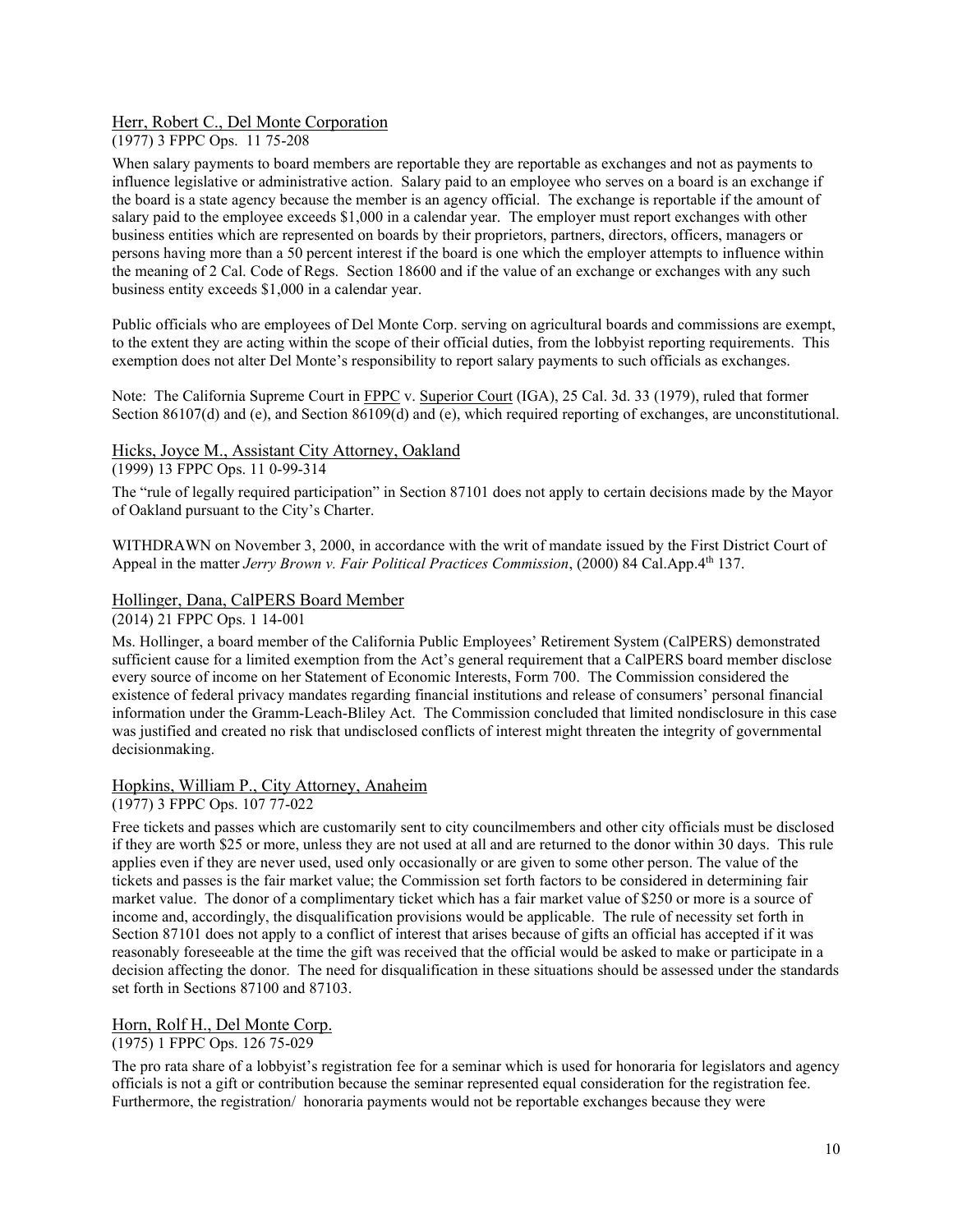## Herr, Robert C., Del Monte Corporation

(1977) 3 FPPC Ops. 11 75-208

When salary payments to board members are reportable they are reportable as exchanges and not as payments to influence legislative or administrative action. Salary paid to an employee who serves on a board is an exchange if the board is a state agency because the member is an agency official. The exchange is reportable if the amount of salary paid to the employee exceeds $1,000 in a calendar year. The employer must report exchanges with other business entities which are represented on boards by their proprietors, partners, directors, officers, managers or persons having more than a 50 percent interest if the board is one which the employer attempts to influence within the meaning of 2 Cal. Code of Regs. Section 18600 and if the value of an exchange or exchanges with any such business entity exceeds $1,000 in a calendar year.

Public officials who are employees of Del Monte Corp. serving on agricultural boards and commissions are exempt, to the extent they are acting within the scope of their official duties, from the lobbyist reporting requirements. This exemption does not alter Del Monte's responsibility to report salary payments to such officials as exchanges.

Note: The California Supreme Court in FPPC v. Superior Court (IGA), 25 Cal. 3d. 33 (1979), ruled that former Section 86107(d) and (e), and Section 86109(d) and (e), which required reporting of exchanges, are unconstitutional.

## Hicks, Joyce M., Assistant City Attorney, Oakland

(1999) 13 FPPC Ops. 11 0-99-314

The "rule of legally required participation" in Section 87101 does not apply to certain decisions made by the Mayor of Oakland pursuant to the City's Charter.

WITHDRAWN on November 3, 2000, in accordance with the writ of mandate issued by the First District Court of Appeal in the matter *Jerry Brown v. Fair Political Practices Commission*, (2000) 84 Cal.App.4th 137.

## Hollinger, Dana, CalPERS Board Member

(2014) 21 FPPC Ops. 1 14-001

Ms. Hollinger, a board member of the California Public Employees' Retirement System (CalPERS) demonstrated sufficient cause for a limited exemption from the Act's general requirement that a CalPERS board member disclose every source of income on her Statement of Economic Interests, Form 700. The Commission considered the existence of federal privacy mandates regarding financial institutions and release of consumers' personal financial information under the Gramm-Leach-Bliley Act. The Commission concluded that limited nondisclosure in this case was justified and created no risk that undisclosed conflicts of interest might threaten the integrity of governmental decisionmaking.

## Hopkins, William P., City Attorney, Anaheim

(1977) 3 FPPC Ops. 107 77-022

Free tickets and passes which are customarily sent to city councilmembers and other city officials must be disclosed if they are worth $25 or more, unless they are not used at all and are returned to the donor within 30 days. This rule applies even if they are never used, used only occasionally or are given to some other person. The value of the tickets and passes is the fair market value; the Commission set forth factors to be considered in determining fair market value. The donor of a complimentary ticket which has a fair market value of $250 or more is a source of income and, accordingly, the disqualification provisions would be applicable. The rule of necessity set forth in Section 87101 does not apply to a conflict of interest that arises because of gifts an official has accepted if it was reasonably foreseeable at the time the gift was received that the official would be asked to make or participate in a decision affecting the donor. The need for disqualification in these situations should be assessed under the standards set forth in Sections 87100 and 87103.

## Horn, Rolf H., Del Monte Corp.

(1975) 1 FPPC Ops. 126 75-029

The pro rata share of a lobbyist's registration fee for a seminar which is used for honoraria for legislators and agency officials is not a gift or contribution because the seminar represented equal consideration for the registration fee. Furthermore, the registration/ honoraria payments would not be reportable exchanges because they were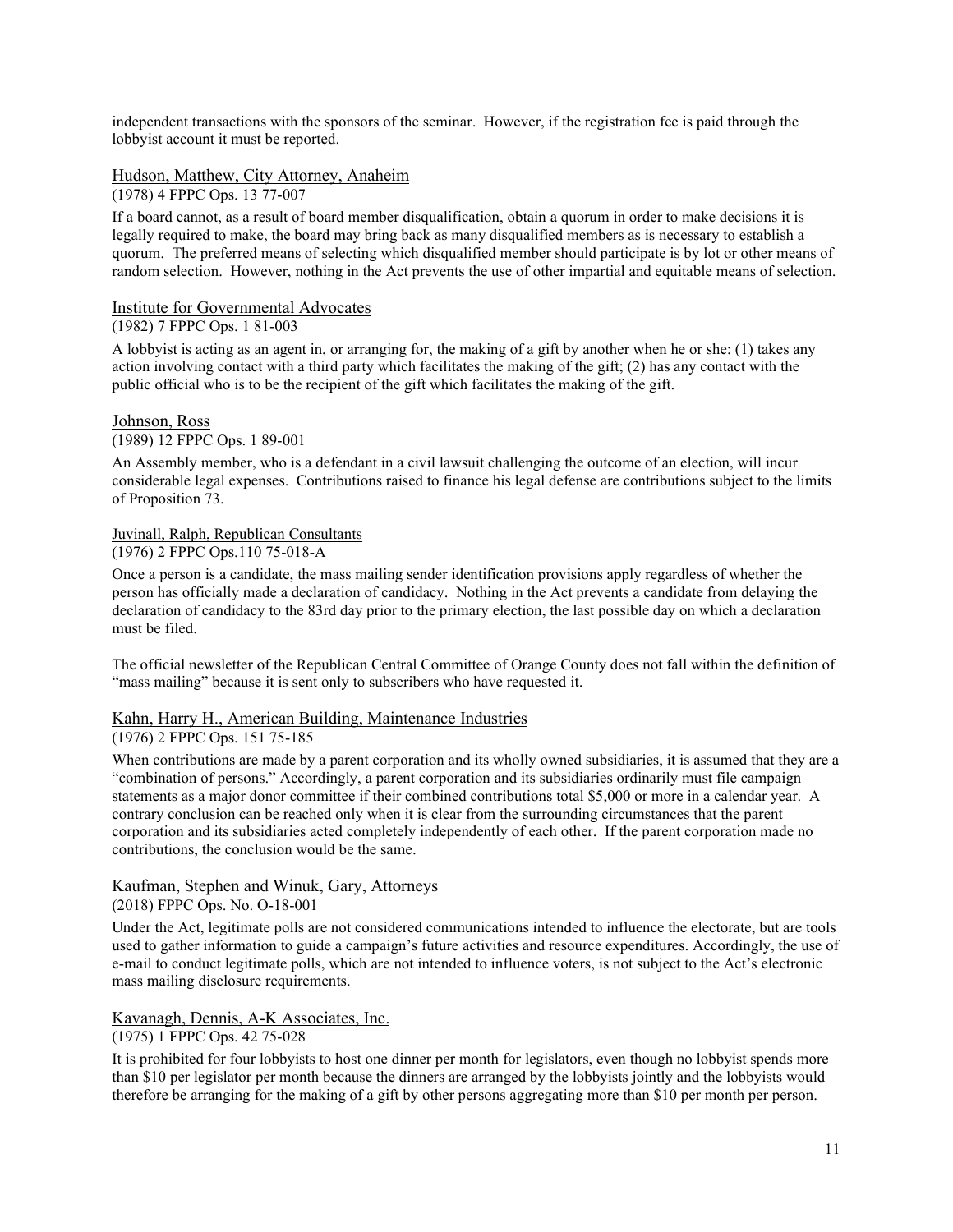independent transactions with the sponsors of the seminar. However, if the registration fee is paid through the lobbyist account it must be reported.

### Hudson, Matthew, City Attorney, Anaheim

(1978) 4 FPPC Ops. 13 77-007

If a board cannot, as a result of board member disqualification, obtain a quorum in order to make decisions it is legally required to make, the board may bring back as many disqualified members as is necessary to establish a quorum. The preferred means of selecting which disqualified member should participate is by lot or other means of random selection. However, nothing in the Act prevents the use of other impartial and equitable means of selection.

### Institute for Governmental Advocates

(1982) 7 FPPC Ops. 1 81-003

A lobbyist is acting as an agent in, or arranging for, the making of a gift by another when he or she: (1) takes any action involving contact with a third party which facilitates the making of the gift; (2) has any contact with the public official who is to be the recipient of the gift which facilitates the making of the gift.

### Johnson, Ross

(1989) 12 FPPC Ops. 1 89-001

An Assembly member, who is a defendant in a civil lawsuit challenging the outcome of an election, will incur considerable legal expenses. Contributions raised to finance his legal defense are contributions subject to the limits of Proposition 73.

### Juvinall, Ralph, Republican Consultants

(1976) 2 FPPC Ops.110 75-018-A

Once a person is a candidate, the mass mailing sender identification provisions apply regardless of whether the person has officially made a declaration of candidacy. Nothing in the Act prevents a candidate from delaying the declaration of candidacy to the 83rd day prior to the primary election, the last possible day on which a declaration must be filed.

The official newsletter of the Republican Central Committee of Orange County does not fall within the definition of "mass mailing" because it is sent only to subscribers who have requested it.

### Kahn, Harry H., American Building, Maintenance Industries

(1976) 2 FPPC Ops. 151 75-185

When contributions are made by a parent corporation and its wholly owned subsidiaries, it is assumed that they are a "combination of persons." Accordingly, a parent corporation and its subsidiaries ordinarily must file campaign statements as a major donor committee if their combined contributions total $5,000 or more in a calendar year. A contrary conclusion can be reached only when it is clear from the surrounding circumstances that the parent corporation and its subsidiaries acted completely independently of each other. If the parent corporation made no contributions, the conclusion would be the same.

### Kaufman, Stephen and Winuk, Gary, Attorneys

(2018) FPPC Ops. No. O-18-001

Under the Act, legitimate polls are not considered communications intended to influence the electorate, but are tools used to gather information to guide a campaign's future activities and resource expenditures. Accordingly, the use of e-mail to conduct legitimate polls, which are not intended to influence voters, is not subject to the Act's electronic mass mailing disclosure requirements.

### Kavanagh, Dennis, A-K Associates, Inc.

(1975) 1 FPPC Ops. 42 75-028

It is prohibited for four lobbyists to host one dinner per month for legislators, even though no lobbyist spends more than $10 per legislator per month because the dinners are arranged by the lobbyists jointly and the lobbyists would therefore be arranging for the making of a gift by other persons aggregating more than $10 per month per person.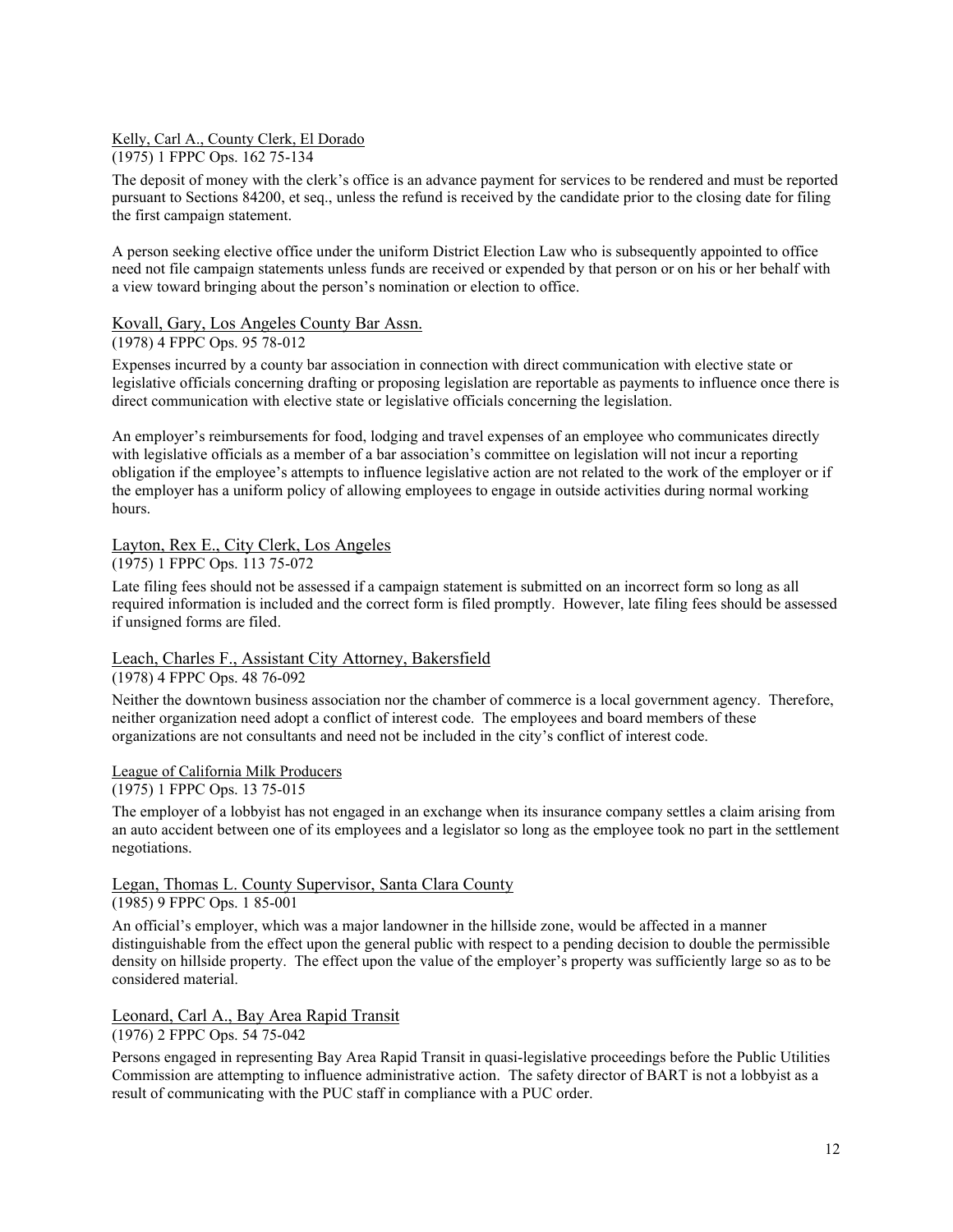Kelly, Carl A., County Clerk, El Dorado
(1975) 1 FPPC Ops. 162 75-134

The deposit of money with the clerk's office is an advance payment for services to be rendered and must be reported pursuant to Sections 84200, et seq., unless the refund is received by the candidate prior to the closing date for filing the first campaign statement.

A person seeking elective office under the uniform District Election Law who is subsequently appointed to office need not file campaign statements unless funds are received or expended by that person or on his or her behalf with a view toward bringing about the person's nomination or election to office.

Kovall, Gary, Los Angeles County Bar Assn.
(1978) 4 FPPC Ops. 95 78-012

Expenses incurred by a county bar association in connection with direct communication with elective state or legislative officials concerning drafting or proposing legislation are reportable as payments to influence once there is direct communication with elective state or legislative officials concerning the legislation.

An employer's reimbursements for food, lodging and travel expenses of an employee who communicates directly with legislative officials as a member of a bar association's committee on legislation will not incur a reporting obligation if the employee's attempts to influence legislative action are not related to the work of the employer or if the employer has a uniform policy of allowing employees to engage in outside activities during normal working hours.

Layton, Rex E., City Clerk, Los Angeles
(1975) 1 FPPC Ops. 113 75-072

Late filing fees should not be assessed if a campaign statement is submitted on an incorrect form so long as all required information is included and the correct form is filed promptly. However, late filing fees should be assessed if unsigned forms are filed.

Leach, Charles F., Assistant City Attorney, Bakersfield
(1978) 4 FPPC Ops. 48 76-092

Neither the downtown business association nor the chamber of commerce is a local government agency. Therefore, neither organization need adopt a conflict of interest code. The employees and board members of these organizations are not consultants and need not be included in the city's conflict of interest code.

League of California Milk Producers
(1975) 1 FPPC Ops. 13 75-015

The employer of a lobbyist has not engaged in an exchange when its insurance company settles a claim arising from an auto accident between one of its employees and a legislator so long as the employee took no part in the settlement negotiations.

Legan, Thomas L. County Supervisor, Santa Clara County
(1985) 9 FPPC Ops. 1 85-001

An official's employer, which was a major landowner in the hillside zone, would be affected in a manner distinguishable from the effect upon the general public with respect to a pending decision to double the permissible density on hillside property. The effect upon the value of the employer's property was sufficiently large so as to be considered material.

Leonard, Carl A., Bay Area Rapid Transit
(1976) 2 FPPC Ops. 54 75-042

Persons engaged in representing Bay Area Rapid Transit in quasi-legislative proceedings before the Public Utilities Commission are attempting to influence administrative action. The safety director of BART is not a lobbyist as a result of communicating with the PUC staff in compliance with a PUC order.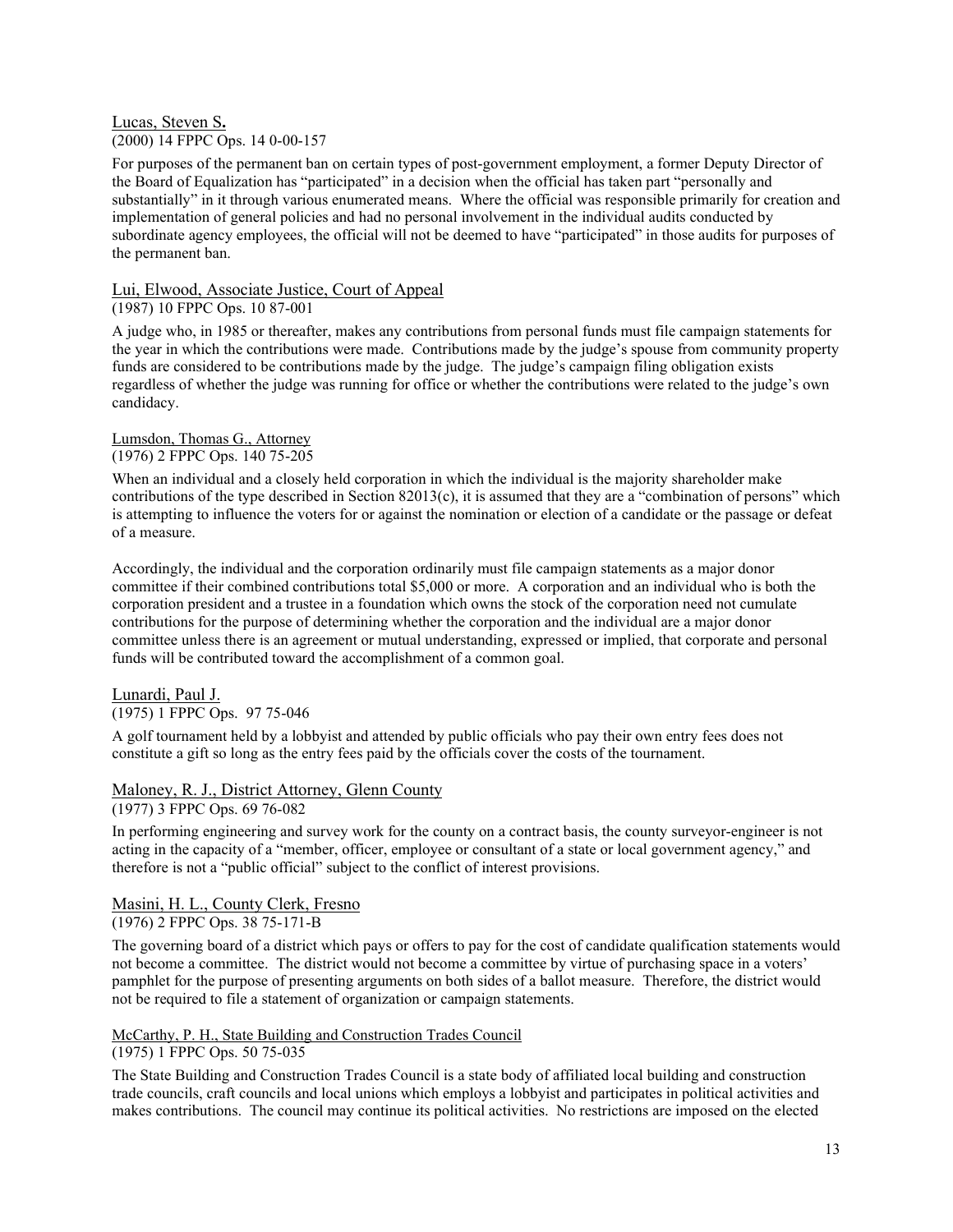Lucas, Steven S.
(2000) 14 FPPC Ops. 14 0-00-157

For purposes of the permanent ban on certain types of post-government employment, a former Deputy Director of the Board of Equalization has "participated" in a decision when the official has taken part "personally and substantially" in it through various enumerated means. Where the official was responsible primarily for creation and implementation of general policies and had no personal involvement in the individual audits conducted by subordinate agency employees, the official will not be deemed to have "participated" in those audits for purposes of the permanent ban.

Lui, Elwood, Associate Justice, Court of Appeal
(1987) 10 FPPC Ops. 10 87-001

A judge who, in 1985 or thereafter, makes any contributions from personal funds must file campaign statements for the year in which the contributions were made. Contributions made by the judge's spouse from community property funds are considered to be contributions made by the judge. The judge's campaign filing obligation exists regardless of whether the judge was running for office or whether the contributions were related to the judge's own candidacy.

Lumsdon, Thomas G., Attorney
(1976) 2 FPPC Ops. 140 75-205

When an individual and a closely held corporation in which the individual is the majority shareholder make contributions of the type described in Section 82013(c), it is assumed that they are a "combination of persons" which is attempting to influence the voters for or against the nomination or election of a candidate or the passage or defeat of a measure.

Accordingly, the individual and the corporation ordinarily must file campaign statements as a major donor committee if their combined contributions total $5,000 or more. A corporation and an individual who is both the corporation president and a trustee in a foundation which owns the stock of the corporation need not cumulate contributions for the purpose of determining whether the corporation and the individual are a major donor committee unless there is an agreement or mutual understanding, expressed or implied, that corporate and personal funds will be contributed toward the accomplishment of a common goal.

Lunardi, Paul J.
(1975) 1 FPPC Ops. 97 75-046

A golf tournament held by a lobbyist and attended by public officials who pay their own entry fees does not constitute a gift so long as the entry fees paid by the officials cover the costs of the tournament.

Maloney, R. J., District Attorney, Glenn County
(1977) 3 FPPC Ops. 69 76-082

In performing engineering and survey work for the county on a contract basis, the county surveyor-engineer is not acting in the capacity of a "member, officer, employee or consultant of a state or local government agency," and therefore is not a "public official" subject to the conflict of interest provisions.

Masini, H. L., County Clerk, Fresno
(1976) 2 FPPC Ops. 38 75-171-B

The governing board of a district which pays or offers to pay for the cost of candidate qualification statements would not become a committee. The district would not become a committee by virtue of purchasing space in a voters' pamphlet for the purpose of presenting arguments on both sides of a ballot measure. Therefore, the district would not be required to file a statement of organization or campaign statements.

McCarthy, P. H., State Building and Construction Trades Council
(1975) 1 FPPC Ops. 50 75-035

The State Building and Construction Trades Council is a state body of affiliated local building and construction trade councils, craft councils and local unions which employs a lobbyist and participates in political activities and makes contributions. The council may continue its political activities. No restrictions are imposed on the elected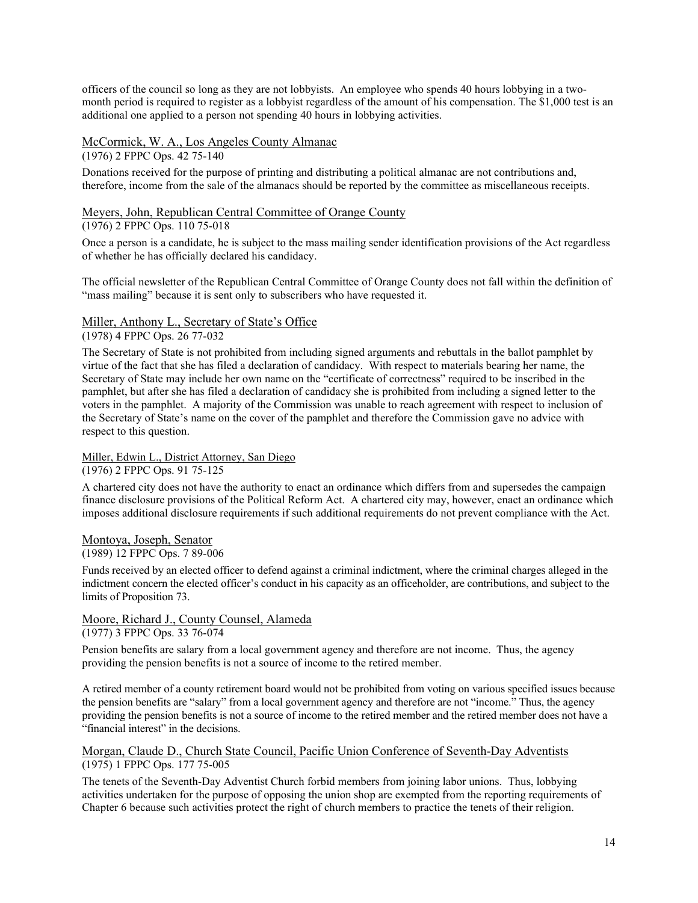officers of the council so long as they are not lobbyists. An employee who spends 40 hours lobbying in a two-month period is required to register as a lobbyist regardless of the amount of his compensation. The $1,000 test is an additional one applied to a person not spending 40 hours in lobbying activities.

McCormick, W. A., Los Angeles County Almanac
(1976) 2 FPPC Ops. 42 75-140

Donations received for the purpose of printing and distributing a political almanac are not contributions and, therefore, income from the sale of the almanacs should be reported by the committee as miscellaneous receipts.

Meyers, John, Republican Central Committee of Orange County
(1976) 2 FPPC Ops. 110 75-018

Once a person is a candidate, he is subject to the mass mailing sender identification provisions of the Act regardless of whether he has officially declared his candidacy.

The official newsletter of the Republican Central Committee of Orange County does not fall within the definition of "mass mailing" because it is sent only to subscribers who have requested it.

Miller, Anthony L., Secretary of State's Office
(1978) 4 FPPC Ops. 26 77-032

The Secretary of State is not prohibited from including signed arguments and rebuttals in the ballot pamphlet by virtue of the fact that she has filed a declaration of candidacy. With respect to materials bearing her name, the Secretary of State may include her own name on the "certificate of correctness" required to be inscribed in the pamphlet, but after she has filed a declaration of candidacy she is prohibited from including a signed letter to the voters in the pamphlet. A majority of the Commission was unable to reach agreement with respect to inclusion of the Secretary of State's name on the cover of the pamphlet and therefore the Commission gave no advice with respect to this question.

Miller, Edwin L., District Attorney, San Diego
(1976) 2 FPPC Ops. 91 75-125

A chartered city does not have the authority to enact an ordinance which differs from and supersedes the campaign finance disclosure provisions of the Political Reform Act. A chartered city may, however, enact an ordinance which imposes additional disclosure requirements if such additional requirements do not prevent compliance with the Act.

Montoya, Joseph, Senator
(1989) 12 FPPC Ops. 7 89-006

Funds received by an elected officer to defend against a criminal indictment, where the criminal charges alleged in the indictment concern the elected officer's conduct in his capacity as an officeholder, are contributions, and subject to the limits of Proposition 73.

Moore, Richard J., County Counsel, Alameda
(1977) 3 FPPC Ops. 33 76-074

Pension benefits are salary from a local government agency and therefore are not income. Thus, the agency providing the pension benefits is not a source of income to the retired member.

A retired member of a county retirement board would not be prohibited from voting on various specified issues because the pension benefits are "salary" from a local government agency and therefore are not "income." Thus, the agency providing the pension benefits is not a source of income to the retired member and the retired member does not have a "financial interest" in the decisions.

Morgan, Claude D., Church State Council, Pacific Union Conference of Seventh-Day Adventists
(1975) 1 FPPC Ops. 177 75-005

The tenets of the Seventh-Day Adventist Church forbid members from joining labor unions. Thus, lobbying activities undertaken for the purpose of opposing the union shop are exempted from the reporting requirements of Chapter 6 because such activities protect the right of church members to practice the tenets of their religion.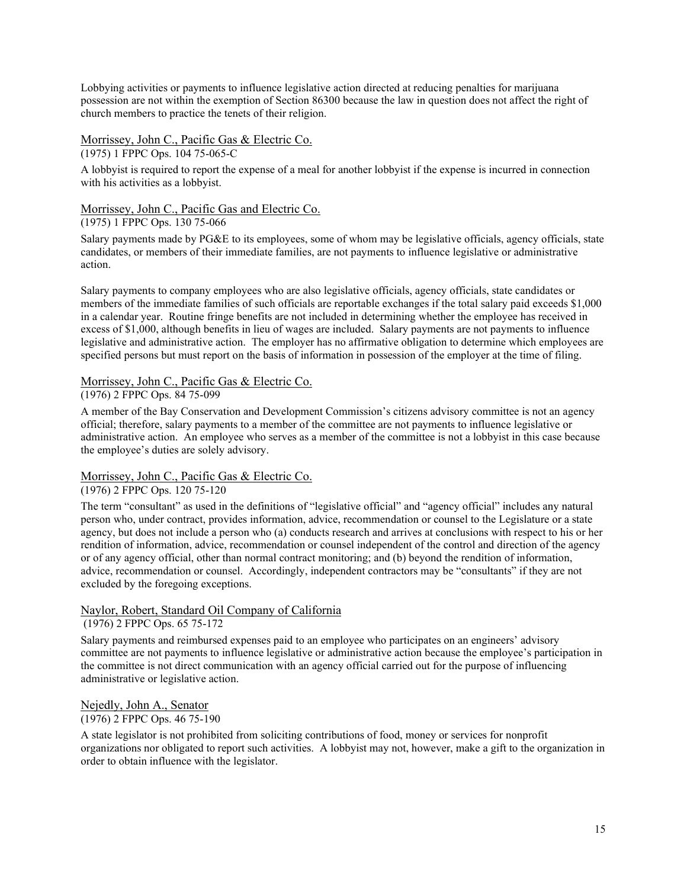Lobbying activities or payments to influence legislative action directed at reducing penalties for marijuana possession are not within the exemption of Section 86300 because the law in question does not affect the right of church members to practice the tenets of their religion.

Morrissey, John C., Pacific Gas & Electric Co.
(1975) 1 FPPC Ops. 104 75-065-C

A lobbyist is required to report the expense of a meal for another lobbyist if the expense is incurred in connection with his activities as a lobbyist.

Morrissey, John C., Pacific Gas and Electric Co.
(1975) 1 FPPC Ops. 130 75-066

Salary payments made by PG&E to its employees, some of whom may be legislative officials, agency officials, state candidates, or members of their immediate families, are not payments to influence legislative or administrative action.

Salary payments to company employees who are also legislative officials, agency officials, state candidates or members of the immediate families of such officials are reportable exchanges if the total salary paid exceeds $1,000 in a calendar year. Routine fringe benefits are not included in determining whether the employee has received in excess of $1,000, although benefits in lieu of wages are included. Salary payments are not payments to influence legislative and administrative action. The employer has no affirmative obligation to determine which employees are specified persons but must report on the basis of information in possession of the employer at the time of filing.

Morrissey, John C., Pacific Gas & Electric Co.
(1976) 2 FPPC Ops. 84 75-099

A member of the Bay Conservation and Development Commission's citizens advisory committee is not an agency official; therefore, salary payments to a member of the committee are not payments to influence legislative or administrative action. An employee who serves as a member of the committee is not a lobbyist in this case because the employee's duties are solely advisory.

Morrissey, John C., Pacific Gas & Electric Co.
(1976) 2 FPPC Ops. 120 75-120

The term "consultant" as used in the definitions of "legislative official" and "agency official" includes any natural person who, under contract, provides information, advice, recommendation or counsel to the Legislature or a state agency, but does not include a person who (a) conducts research and arrives at conclusions with respect to his or her rendition of information, advice, recommendation or counsel independent of the control and direction of the agency or of any agency official, other than normal contract monitoring; and (b) beyond the rendition of information, advice, recommendation or counsel. Accordingly, independent contractors may be "consultants" if they are not excluded by the foregoing exceptions.

Naylor, Robert, Standard Oil Company of California
(1976) 2 FPPC Ops. 65 75-172

Salary payments and reimbursed expenses paid to an employee who participates on an engineers' advisory committee are not payments to influence legislative or administrative action because the employee's participation in the committee is not direct communication with an agency official carried out for the purpose of influencing administrative or legislative action.

Nejedly, John A., Senator
(1976) 2 FPPC Ops. 46 75-190

A state legislator is not prohibited from soliciting contributions of food, money or services for nonprofit organizations nor obligated to report such activities. A lobbyist may not, however, make a gift to the organization in order to obtain influence with the legislator.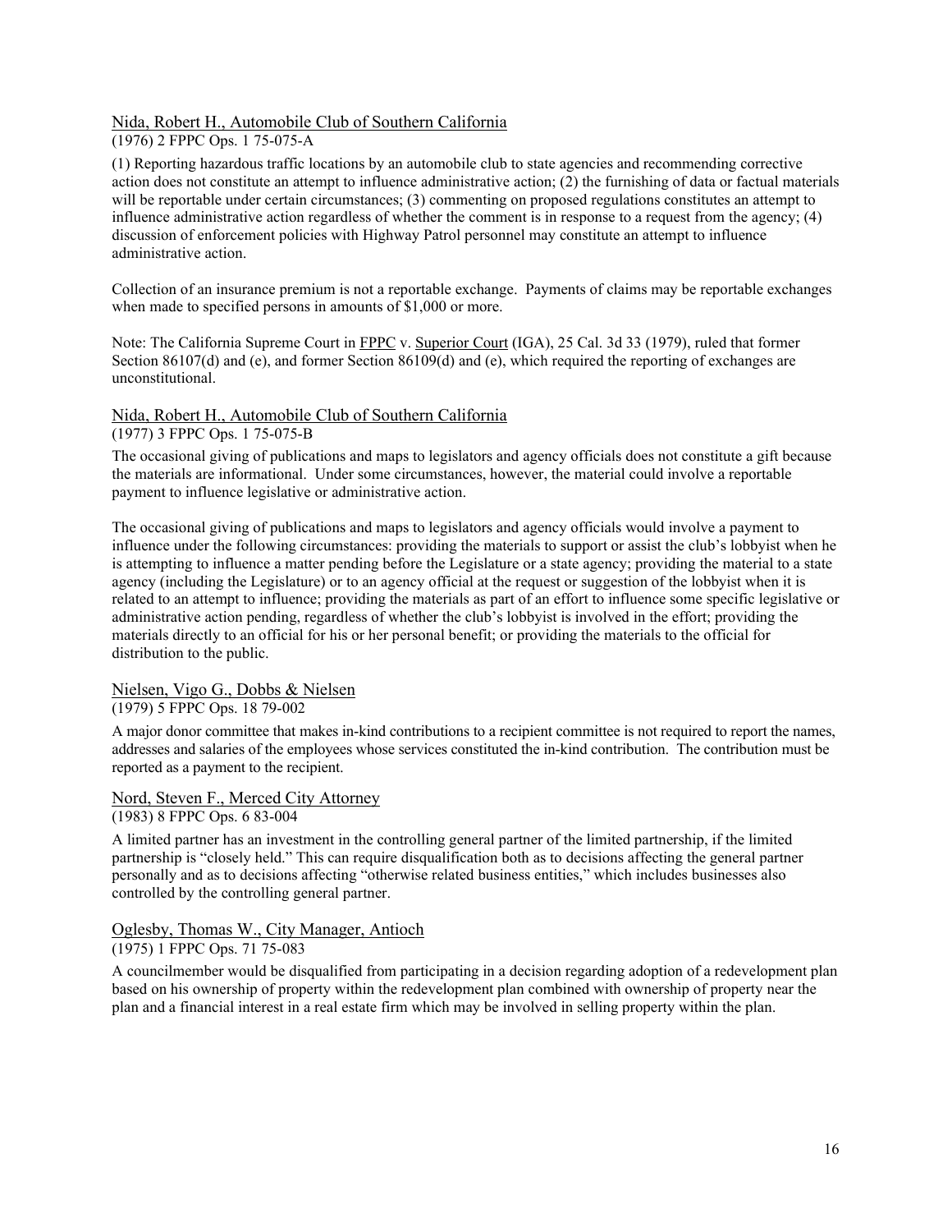Nida, Robert H., Automobile Club of Southern California

(1976) 2 FPPC Ops. 1 75-075-A

(1) Reporting hazardous traffic locations by an automobile club to state agencies and recommending corrective action does not constitute an attempt to influence administrative action; (2) the furnishing of data or factual materials will be reportable under certain circumstances; (3) commenting on proposed regulations constitutes an attempt to influence administrative action regardless of whether the comment is in response to a request from the agency; (4) discussion of enforcement policies with Highway Patrol personnel may constitute an attempt to influence administrative action.

Collection of an insurance premium is not a reportable exchange. Payments of claims may be reportable exchanges when made to specified persons in amounts of $1,000 or more.

Note: The California Supreme Court in FPPC v. Superior Court (IGA), 25 Cal. 3d 33 (1979), ruled that former Section 86107(d) and (e), and former Section 86109(d) and (e), which required the reporting of exchanges are unconstitutional.

Nida, Robert H., Automobile Club of Southern California

(1977) 3 FPPC Ops. 1 75-075-B

The occasional giving of publications and maps to legislators and agency officials does not constitute a gift because the materials are informational. Under some circumstances, however, the material could involve a reportable payment to influence legislative or administrative action.

The occasional giving of publications and maps to legislators and agency officials would involve a payment to influence under the following circumstances: providing the materials to support or assist the club's lobbyist when he is attempting to influence a matter pending before the Legislature or a state agency; providing the material to a state agency (including the Legislature) or to an agency official at the request or suggestion of the lobbyist when it is related to an attempt to influence; providing the materials as part of an effort to influence some specific legislative or administrative action pending, regardless of whether the club's lobbyist is involved in the effort; providing the materials directly to an official for his or her personal benefit; or providing the materials to the official for distribution to the public.

Nielsen, Vigo G., Dobbs & Nielsen

(1979) 5 FPPC Ops. 18 79-002

A major donor committee that makes in-kind contributions to a recipient committee is not required to report the names, addresses and salaries of the employees whose services constituted the in-kind contribution. The contribution must be reported as a payment to the recipient.

Nord, Steven F., Merced City Attorney

(1983) 8 FPPC Ops. 6 83-004

A limited partner has an investment in the controlling general partner of the limited partnership, if the limited partnership is "closely held." This can require disqualification both as to decisions affecting the general partner personally and as to decisions affecting "otherwise related business entities," which includes businesses also controlled by the controlling general partner.

Oglesby, Thomas W., City Manager, Antioch

(1975) 1 FPPC Ops. 71 75-083

A councilmember would be disqualified from participating in a decision regarding adoption of a redevelopment plan based on his ownership of property within the redevelopment plan combined with ownership of property near the plan and a financial interest in a real estate firm which may be involved in selling property within the plan.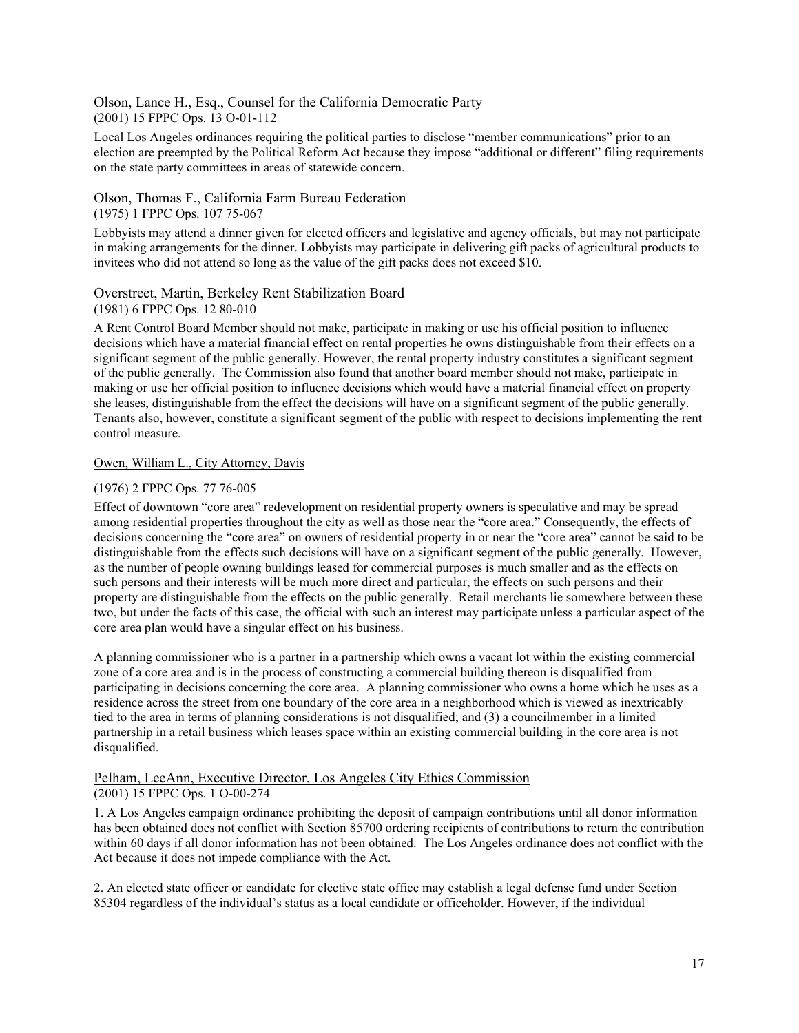Olson, Lance H., Esq., Counsel for the California Democratic Party

(2001) 15 FPPC Ops. 13 O-01-112

Local Los Angeles ordinances requiring the political parties to disclose "member communications" prior to an election are preempted by the Political Reform Act because they impose "additional or different" filing requirements on the state party committees in areas of statewide concern.

Olson, Thomas F., California Farm Bureau Federation

(1975) 1 FPPC Ops. 107 75-067

Lobbyists may attend a dinner given for elected officers and legislative and agency officials, but may not participate in making arrangements for the dinner. Lobbyists may participate in delivering gift packs of agricultural products to invitees who did not attend so long as the value of the gift packs does not exceed $10.

Overstreet, Martin, Berkeley Rent Stabilization Board

(1981) 6 FPPC Ops. 12 80-010

A Rent Control Board Member should not make, participate in making or use his official position to influence decisions which have a material financial effect on rental properties he owns distinguishable from their effects on a significant segment of the public generally. However, the rental property industry constitutes a significant segment of the public generally. The Commission also found that another board member should not make, participate in making or use her official position to influence decisions which would have a material financial effect on property she leases, distinguishable from the effect the decisions will have on a significant segment of the public generally. Tenants also, however, constitute a significant segment of the public with respect to decisions implementing the rent control measure.

Owen, William L., City Attorney, Davis

(1976) 2 FPPC Ops. 77 76-005

Effect of downtown "core area" redevelopment on residential property owners is speculative and may be spread among residential properties throughout the city as well as those near the "core area." Consequently, the effects of decisions concerning the "core area" on owners of residential property in or near the "core area" cannot be said to be distinguishable from the effects such decisions will have on a significant segment of the public generally. However, as the number of people owning buildings leased for commercial purposes is much smaller and as the effects on such persons and their interests will be much more direct and particular, the effects on such persons and their property are distinguishable from the effects on the public generally. Retail merchants lie somewhere between these two, but under the facts of this case, the official with such an interest may participate unless a particular aspect of the core area plan would have a singular effect on his business.

A planning commissioner who is a partner in a partnership which owns a vacant lot within the existing commercial zone of a core area and is in the process of constructing a commercial building thereon is disqualified from participating in decisions concerning the core area. A planning commissioner who owns a home which he uses as a residence across the street from one boundary of the core area in a neighborhood which is viewed as inextricably tied to the area in terms of planning considerations is not disqualified; and (3) a councilmember in a limited partnership in a retail business which leases space within an existing commercial building in the core area is not disqualified.

Pelham, LeeAnn, Executive Director, Los Angeles City Ethics Commission

(2001) 15 FPPC Ops. 1 O-00-274

1. A Los Angeles campaign ordinance prohibiting the deposit of campaign contributions until all donor information has been obtained does not conflict with Section 85700 ordering recipients of contributions to return the contribution within 60 days if all donor information has not been obtained. The Los Angeles ordinance does not conflict with the Act because it does not impede compliance with the Act.

2. An elected state officer or candidate for elective state office may establish a legal defense fund under Section 85304 regardless of the individual's status as a local candidate or officeholder. However, if the individual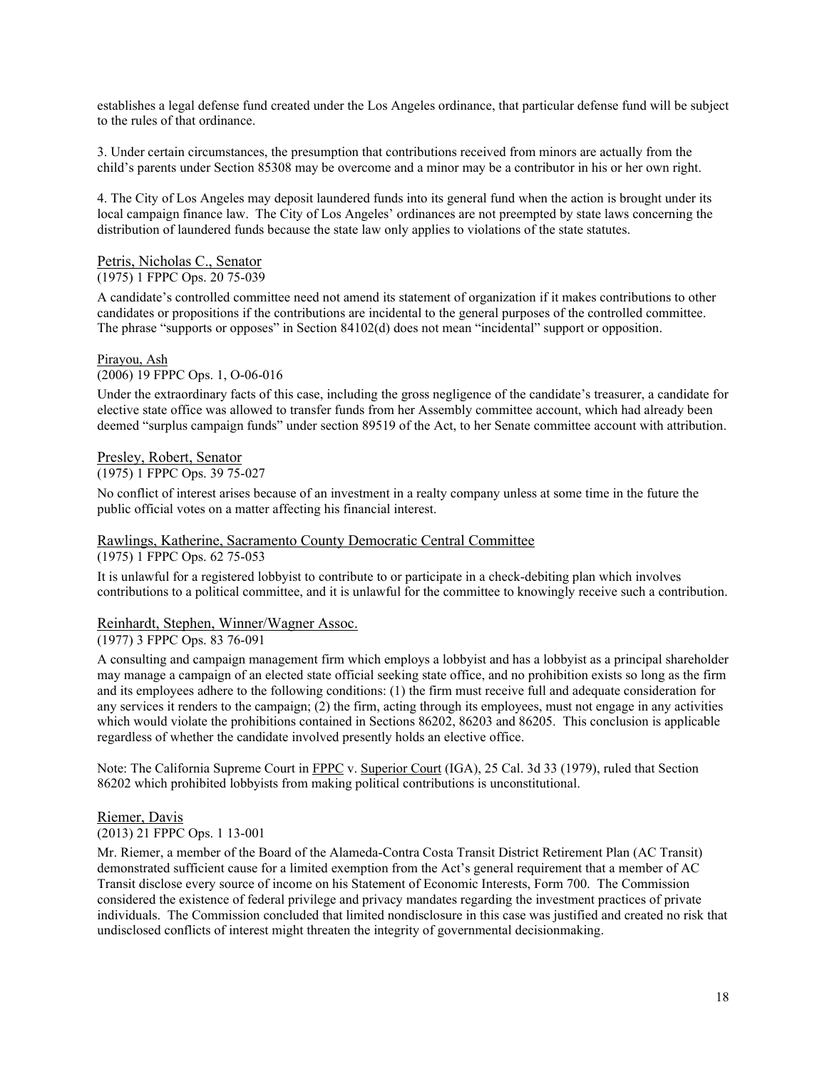establishes a legal defense fund created under the Los Angeles ordinance, that particular defense fund will be subject to the rules of that ordinance.

3. Under certain circumstances, the presumption that contributions received from minors are actually from the child's parents under Section 85308 may be overcome and a minor may be a contributor in his or her own right.

4. The City of Los Angeles may deposit laundered funds into its general fund when the action is brought under its local campaign finance law. The City of Los Angeles' ordinances are not preempted by state laws concerning the distribution of laundered funds because the state law only applies to violations of the state statutes.

<u>Petris, Nicholas C., Senator</u>
(1975) 1 FPPC Ops. 20 75-039

A candidate's controlled committee need not amend its statement of organization if it makes contributions to other candidates or propositions if the contributions are incidental to the general purposes of the controlled committee. The phrase "supports or opposes" in Section 84102(d) does not mean "incidental" support or opposition.

<u>Pirayou, Ash</u>
(2006) 19 FPPC Ops. 1, O-06-016

Under the extraordinary facts of this case, including the gross negligence of the candidate's treasurer, a candidate for elective state office was allowed to transfer funds from her Assembly committee account, which had already been deemed "surplus campaign funds" under section 89519 of the Act, to her Senate committee account with attribution.

<u>Presley, Robert, Senator</u>
(1975) 1 FPPC Ops. 39 75-027

No conflict of interest arises because of an investment in a realty company unless at some time in the future the public official votes on a matter affecting his financial interest.

<u>Rawlings, Katherine, Sacramento County Democratic Central Committee</u>
(1975) 1 FPPC Ops. 62 75-053

It is unlawful for a registered lobbyist to contribute to or participate in a check-debiting plan which involves contributions to a political committee, and it is unlawful for the committee to knowingly receive such a contribution.

<u>Reinhardt, Stephen, Winner/Wagner Assoc.</u>
(1977) 3 FPPC Ops. 83 76-091

A consulting and campaign management firm which employs a lobbyist and has a lobbyist as a principal shareholder may manage a campaign of an elected state official seeking state office, and no prohibition exists so long as the firm and its employees adhere to the following conditions: (1) the firm must receive full and adequate consideration for any services it renders to the campaign; (2) the firm, acting through its employees, must not engage in any activities which would violate the prohibitions contained in Sections 86202, 86203 and 86205. This conclusion is applicable regardless of whether the candidate involved presently holds an elective office.

Note: The California Supreme Court in <u>FPPC</u> v. <u>Superior Court</u> (IGA), 25 Cal. 3d 33 (1979), ruled that Section 86202 which prohibited lobbyists from making political contributions is unconstitutional.

<u>Riemer, Davis</u>
(2013) 21 FPPC Ops. 1 13-001

Mr. Riemer, a member of the Board of the Alameda-Contra Costa Transit District Retirement Plan (AC Transit) demonstrated sufficient cause for a limited exemption from the Act's general requirement that a member of AC Transit disclose every source of income on his Statement of Economic Interests, Form 700. The Commission considered the existence of federal privilege and privacy mandates regarding the investment practices of private individuals. The Commission concluded that limited nondisclosure in this case was justified and created no risk that undisclosed conflicts of interest might threaten the integrity of governmental decisionmaking.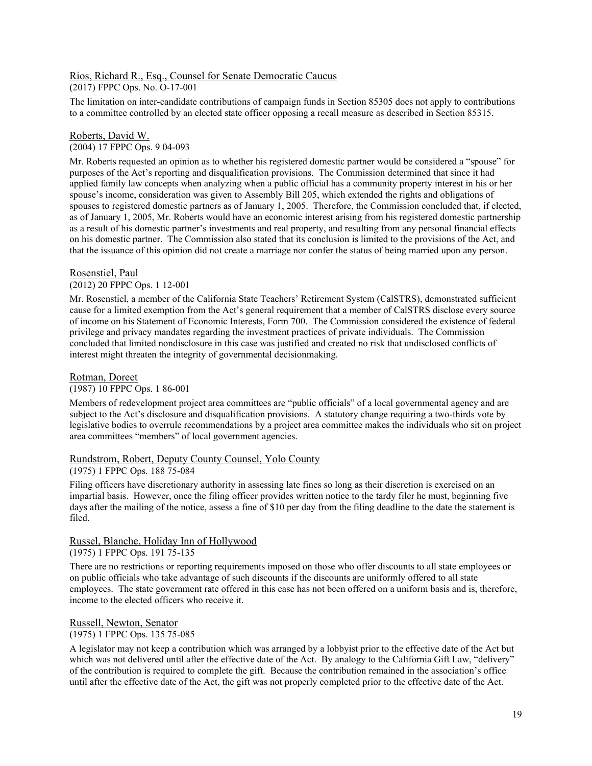Rios, Richard R., Esq., Counsel for Senate Democratic Caucus
(2017) FPPC Ops. No. O-17-001

The limitation on inter-candidate contributions of campaign funds in Section 85305 does not apply to contributions to a committee controlled by an elected state officer opposing a recall measure as described in Section 85315.

Roberts, David W.
(2004) 17 FPPC Ops. 9 04-093

Mr. Roberts requested an opinion as to whether his registered domestic partner would be considered a "spouse" for purposes of the Act's reporting and disqualification provisions. The Commission determined that since it had applied family law concepts when analyzing when a public official has a community property interest in his or her spouse's income, consideration was given to Assembly Bill 205, which extended the rights and obligations of spouses to registered domestic partners as of January 1, 2005. Therefore, the Commission concluded that, if elected, as of January 1, 2005, Mr. Roberts would have an economic interest arising from his registered domestic partnership as a result of his domestic partner's investments and real property, and resulting from any personal financial effects on his domestic partner. The Commission also stated that its conclusion is limited to the provisions of the Act, and that the issuance of this opinion did not create a marriage nor confer the status of being married upon any person.

Rosenstiel, Paul
(2012) 20 FPPC Ops. 1 12-001

Mr. Rosenstiel, a member of the California State Teachers' Retirement System (CalSTRS), demonstrated sufficient cause for a limited exemption from the Act's general requirement that a member of CalSTRS disclose every source of income on his Statement of Economic Interests, Form 700. The Commission considered the existence of federal privilege and privacy mandates regarding the investment practices of private individuals. The Commission concluded that limited nondisclosure in this case was justified and created no risk that undisclosed conflicts of interest might threaten the integrity of governmental decisionmaking.

Rotman, Doreet
(1987) 10 FPPC Ops. 1 86-001

Members of redevelopment project area committees are "public officials" of a local governmental agency and are subject to the Act's disclosure and disqualification provisions. A statutory change requiring a two-thirds vote by legislative bodies to overrule recommendations by a project area committee makes the individuals who sit on project area committees "members" of local government agencies.

Rundstrom, Robert, Deputy County Counsel, Yolo County
(1975) 1 FPPC Ops. 188 75-084

Filing officers have discretionary authority in assessing late fines so long as their discretion is exercised on an impartial basis. However, once the filing officer provides written notice to the tardy filer he must, beginning five days after the mailing of the notice, assess a fine of $10 per day from the filing deadline to the date the statement is filed.

Russel, Blanche, Holiday Inn of Hollywood
(1975) 1 FPPC Ops. 191 75-135

There are no restrictions or reporting requirements imposed on those who offer discounts to all state employees or on public officials who take advantage of such discounts if the discounts are uniformly offered to all state employees. The state government rate offered in this case has not been offered on a uniform basis and is, therefore, income to the elected officers who receive it.

Russell, Newton, Senator
(1975) 1 FPPC Ops. 135 75-085

A legislator may not keep a contribution which was arranged by a lobbyist prior to the effective date of the Act but which was not delivered until after the effective date of the Act. By analogy to the California Gift Law, "delivery" of the contribution is required to complete the gift. Because the contribution remained in the association's office until after the effective date of the Act, the gift was not properly completed prior to the effective date of the Act.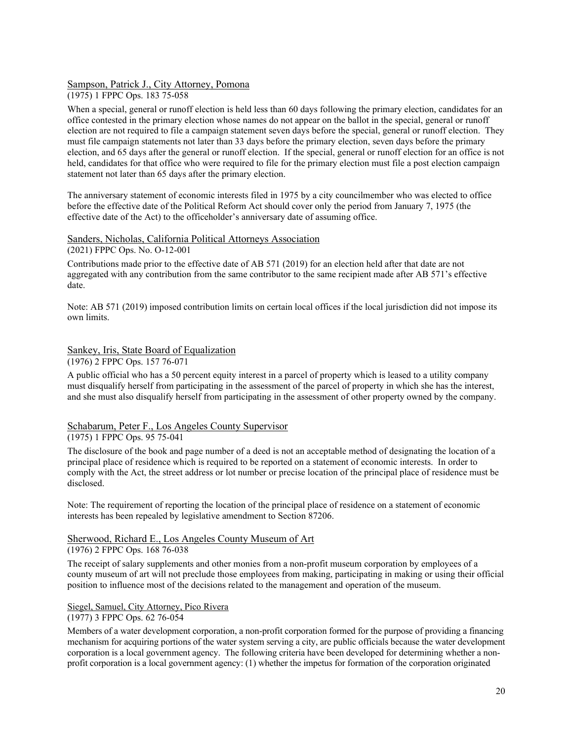Sampson, Patrick J., City Attorney, Pomona
(1975) 1 FPPC Ops. 183 75-058

When a special, general or runoff election is held less than 60 days following the primary election, candidates for an office contested in the primary election whose names do not appear on the ballot in the special, general or runoff election are not required to file a campaign statement seven days before the special, general or runoff election. They must file campaign statements not later than 33 days before the primary election, seven days before the primary election, and 65 days after the general or runoff election. If the special, general or runoff election for an office is not held, candidates for that office who were required to file for the primary election must file a post election campaign statement not later than 65 days after the primary election.

The anniversary statement of economic interests filed in 1975 by a city councilmember who was elected to office before the effective date of the Political Reform Act should cover only the period from January 7, 1975 (the effective date of the Act) to the officeholder's anniversary date of assuming office.

Sanders, Nicholas, California Political Attorneys Association
(2021) FPPC Ops. No. O-12-001

Contributions made prior to the effective date of AB 571 (2019) for an election held after that date are not aggregated with any contribution from the same contributor to the same recipient made after AB 571's effective date.

Note: AB 571 (2019) imposed contribution limits on certain local offices if the local jurisdiction did not impose its own limits.

Sankey, Iris, State Board of Equalization
(1976) 2 FPPC Ops. 157 76-071

A public official who has a 50 percent equity interest in a parcel of property which is leased to a utility company must disqualify herself from participating in the assessment of the parcel of property in which she has the interest, and she must also disqualify herself from participating in the assessment of other property owned by the company.

Schabarum, Peter F., Los Angeles County Supervisor
(1975) 1 FPPC Ops. 95 75-041

The disclosure of the book and page number of a deed is not an acceptable method of designating the location of a principal place of residence which is required to be reported on a statement of economic interests. In order to comply with the Act, the street address or lot number or precise location of the principal place of residence must be disclosed.

Note: The requirement of reporting the location of the principal place of residence on a statement of economic interests has been repealed by legislative amendment to Section 87206.

Sherwood, Richard E., Los Angeles County Museum of Art
(1976) 2 FPPC Ops. 168 76-038

The receipt of salary supplements and other monies from a non-profit museum corporation by employees of a county museum of art will not preclude those employees from making, participating in making or using their official position to influence most of the decisions related to the management and operation of the museum.

Siegel, Samuel, City Attorney, Pico Rivera
(1977) 3 FPPC Ops. 62 76-054

Members of a water development corporation, a non-profit corporation formed for the purpose of providing a financing mechanism for acquiring portions of the water system serving a city, are public officials because the water development corporation is a local government agency. The following criteria have been developed for determining whether a non-profit corporation is a local government agency: (1) whether the impetus for formation of the corporation originated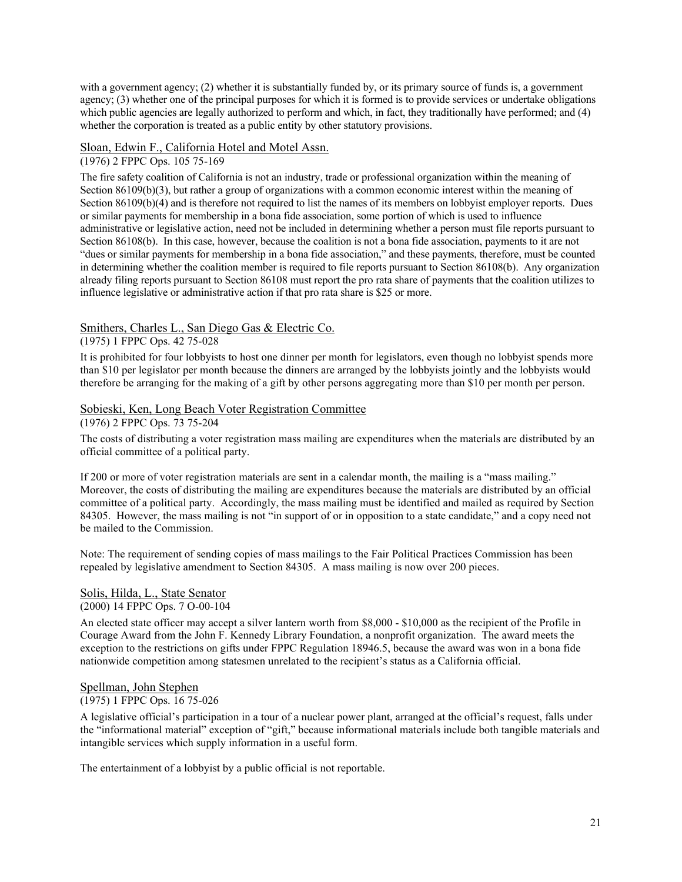with a government agency; (2) whether it is substantially funded by, or its primary source of funds is, a government agency; (3) whether one of the principal purposes for which it is formed is to provide services or undertake obligations which public agencies are legally authorized to perform and which, in fact, they traditionally have performed; and (4) whether the corporation is treated as a public entity by other statutory provisions.

### Sloan, Edwin F., California Hotel and Motel Assn.

(1976) 2 FPPC Ops. 105 75-169

The fire safety coalition of California is not an industry, trade or professional organization within the meaning of Section 86109(b)(3), but rather a group of organizations with a common economic interest within the meaning of Section 86109(b)(4) and is therefore not required to list the names of its members on lobbyist employer reports. Dues or similar payments for membership in a bona fide association, some portion of which is used to influence administrative or legislative action, need not be included in determining whether a person must file reports pursuant to Section 86108(b). In this case, however, because the coalition is not a bona fide association, payments to it are not "dues or similar payments for membership in a bona fide association," and these payments, therefore, must be counted in determining whether the coalition member is required to file reports pursuant to Section 86108(b). Any organization already filing reports pursuant to Section 86108 must report the pro rata share of payments that the coalition utilizes to influence legislative or administrative action if that pro rata share is $25 or more.

### Smithers, Charles L., San Diego Gas & Electric Co.

(1975) 1 FPPC Ops. 42 75-028

It is prohibited for four lobbyists to host one dinner per month for legislators, even though no lobbyist spends more than $10 per legislator per month because the dinners are arranged by the lobbyists jointly and the lobbyists would therefore be arranging for the making of a gift by other persons aggregating more than $10 per month per person.

### Sobieski, Ken, Long Beach Voter Registration Committee

(1976) 2 FPPC Ops. 73 75-204

The costs of distributing a voter registration mass mailing are expenditures when the materials are distributed by an official committee of a political party.

If 200 or more of voter registration materials are sent in a calendar month, the mailing is a "mass mailing." Moreover, the costs of distributing the mailing are expenditures because the materials are distributed by an official committee of a political party. Accordingly, the mass mailing must be identified and mailed as required by Section 84305. However, the mass mailing is not "in support of or in opposition to a state candidate," and a copy need not be mailed to the Commission.

Note: The requirement of sending copies of mass mailings to the Fair Political Practices Commission has been repealed by legislative amendment to Section 84305. A mass mailing is now over 200 pieces.

### Solis, Hilda, L., State Senator

(2000) 14 FPPC Ops. 7 O-00-104

An elected state officer may accept a silver lantern worth from $8,000 - $10,000 as the recipient of the Profile in Courage Award from the John F. Kennedy Library Foundation, a nonprofit organization. The award meets the exception to the restrictions on gifts under FPPC Regulation 18946.5, because the award was won in a bona fide nationwide competition among statesmen unrelated to the recipient's status as a California official.

### Spellman, John Stephen

(1975) 1 FPPC Ops. 16 75-026

A legislative official's participation in a tour of a nuclear power plant, arranged at the official's request, falls under the "informational material" exception of "gift," because informational materials include both tangible materials and intangible services which supply information in a useful form.

The entertainment of a lobbyist by a public official is not reportable.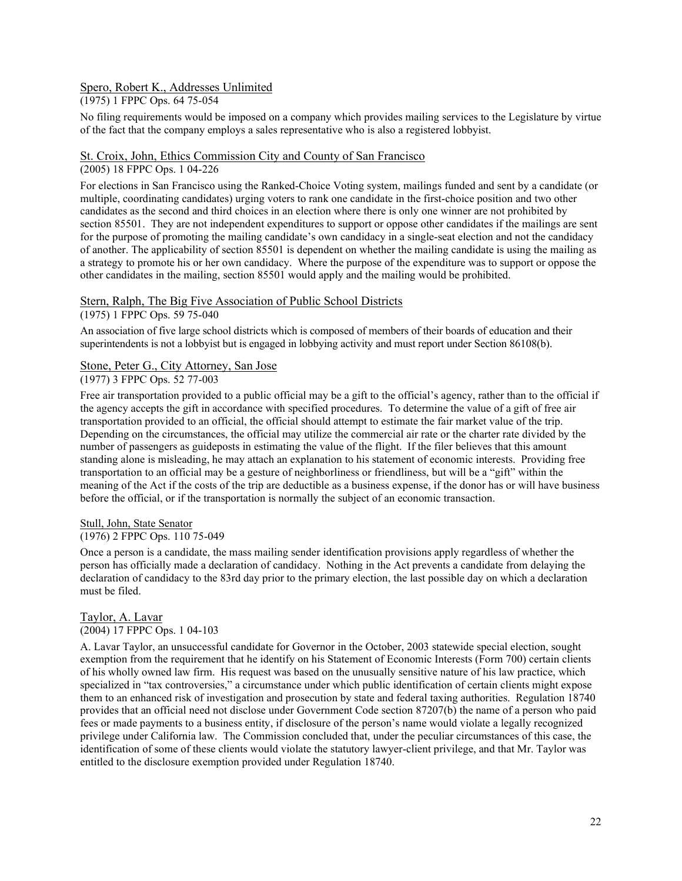Spero, Robert K., Addresses Unlimited
(1975) 1 FPPC Ops. 64 75-054

No filing requirements would be imposed on a company which provides mailing services to the Legislature by virtue of the fact that the company employs a sales representative who is also a registered lobbyist.

St. Croix, John, Ethics Commission City and County of San Francisco
(2005) 18 FPPC Ops. 1 04-226

For elections in San Francisco using the Ranked-Choice Voting system, mailings funded and sent by a candidate (or multiple, coordinating candidates) urging voters to rank one candidate in the first-choice position and two other candidates as the second and third choices in an election where there is only one winner are not prohibited by section 85501. They are not independent expenditures to support or oppose other candidates if the mailings are sent for the purpose of promoting the mailing candidate's own candidacy in a single-seat election and not the candidacy of another. The applicability of section 85501 is dependent on whether the mailing candidate is using the mailing as a strategy to promote his or her own candidacy. Where the purpose of the expenditure was to support or oppose the other candidates in the mailing, section 85501 would apply and the mailing would be prohibited.

Stern, Ralph, The Big Five Association of Public School Districts
(1975) 1 FPPC Ops. 59 75-040

An association of five large school districts which is composed of members of their boards of education and their superintendents is not a lobbyist but is engaged in lobbying activity and must report under Section 86108(b).

Stone, Peter G., City Attorney, San Jose
(1977) 3 FPPC Ops. 52 77-003

Free air transportation provided to a public official may be a gift to the official's agency, rather than to the official if the agency accepts the gift in accordance with specified procedures. To determine the value of a gift of free air transportation provided to an official, the official should attempt to estimate the fair market value of the trip. Depending on the circumstances, the official may utilize the commercial air rate or the charter rate divided by the number of passengers as guideposts in estimating the value of the flight. If the filer believes that this amount standing alone is misleading, he may attach an explanation to his statement of economic interests. Providing free transportation to an official may be a gesture of neighborliness or friendliness, but will be a "gift" within the meaning of the Act if the costs of the trip are deductible as a business expense, if the donor has or will have business before the official, or if the transportation is normally the subject of an economic transaction.

Stull, John, State Senator
(1976) 2 FPPC Ops. 110 75-049

Once a person is a candidate, the mass mailing sender identification provisions apply regardless of whether the person has officially made a declaration of candidacy. Nothing in the Act prevents a candidate from delaying the declaration of candidacy to the 83rd day prior to the primary election, the last possible day on which a declaration must be filed.

Taylor, A. Lavar
(2004) 17 FPPC Ops. 1 04-103

A. Lavar Taylor, an unsuccessful candidate for Governor in the October, 2003 statewide special election, sought exemption from the requirement that he identify on his Statement of Economic Interests (Form 700) certain clients of his wholly owned law firm. His request was based on the unusually sensitive nature of his law practice, which specialized in "tax controversies," a circumstance under which public identification of certain clients might expose them to an enhanced risk of investigation and prosecution by state and federal taxing authorities. Regulation 18740 provides that an official need not disclose under Government Code section 87207(b) the name of a person who paid fees or made payments to a business entity, if disclosure of the person's name would violate a legally recognized privilege under California law. The Commission concluded that, under the peculiar circumstances of this case, the identification of some of these clients would violate the statutory lawyer-client privilege, and that Mr. Taylor was entitled to the disclosure exemption provided under Regulation 18740.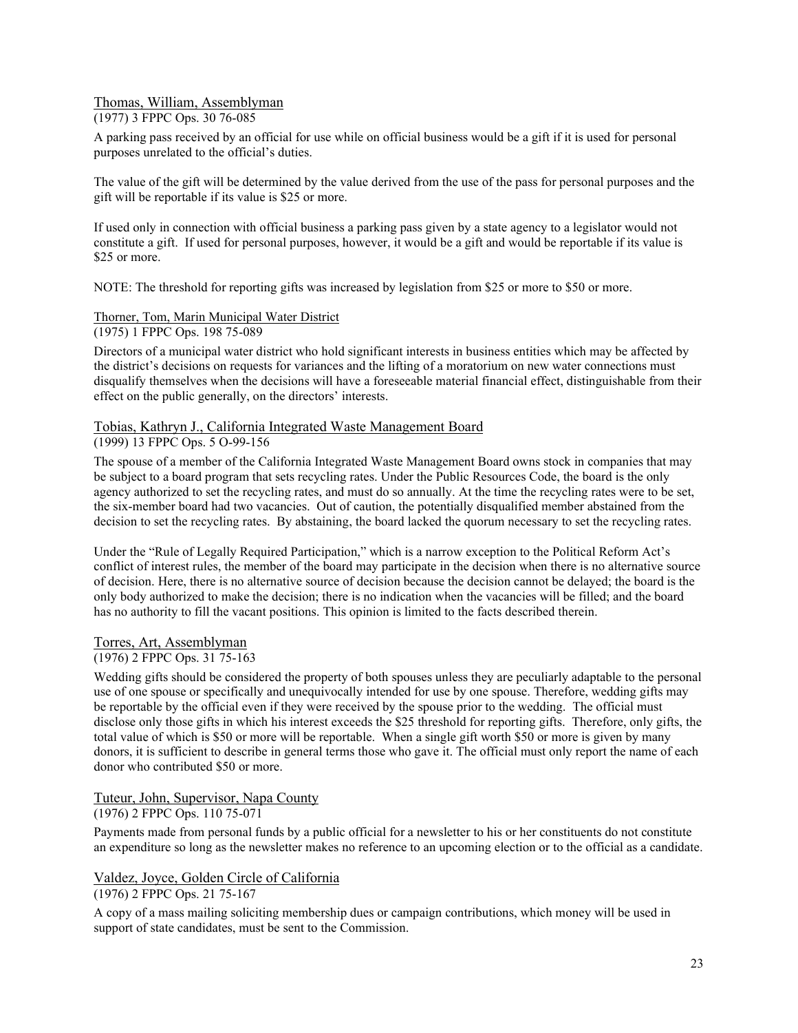Thomas, William, Assemblyman

(1977) 3 FPPC Ops. 30 76-085

A parking pass received by an official for use while on official business would be a gift if it is used for personal purposes unrelated to the official's duties.

The value of the gift will be determined by the value derived from the use of the pass for personal purposes and the gift will be reportable if its value is $25 or more.

If used only in connection with official business a parking pass given by a state agency to a legislator would not constitute a gift. If used for personal purposes, however, it would be a gift and would be reportable if its value is $25 or more.

NOTE: The threshold for reporting gifts was increased by legislation from $25 or more to $50 or more.

Thorner, Tom, Marin Municipal Water District

(1975) 1 FPPC Ops. 198 75-089

Directors of a municipal water district who hold significant interests in business entities which may be affected by the district's decisions on requests for variances and the lifting of a moratorium on new water connections must disqualify themselves when the decisions will have a foreseeable material financial effect, distinguishable from their effect on the public generally, on the directors' interests.

Tobias, Kathryn J., California Integrated Waste Management Board

(1999) 13 FPPC Ops. 5 O-99-156

The spouse of a member of the California Integrated Waste Management Board owns stock in companies that may be subject to a board program that sets recycling rates. Under the Public Resources Code, the board is the only agency authorized to set the recycling rates, and must do so annually. At the time the recycling rates were to be set, the six-member board had two vacancies. Out of caution, the potentially disqualified member abstained from the decision to set the recycling rates. By abstaining, the board lacked the quorum necessary to set the recycling rates.

Under the "Rule of Legally Required Participation," which is a narrow exception to the Political Reform Act's conflict of interest rules, the member of the board may participate in the decision when there is no alternative source of decision. Here, there is no alternative source of decision because the decision cannot be delayed; the board is the only body authorized to make the decision; there is no indication when the vacancies will be filled; and the board has no authority to fill the vacant positions. This opinion is limited to the facts described therein.

Torres, Art, Assemblyman

(1976) 2 FPPC Ops. 31 75-163

Wedding gifts should be considered the property of both spouses unless they are peculiarly adaptable to the personal use of one spouse or specifically and unequivocally intended for use by one spouse. Therefore, wedding gifts may be reportable by the official even if they were received by the spouse prior to the wedding. The official must disclose only those gifts in which his interest exceeds the $25 threshold for reporting gifts. Therefore, only gifts, the total value of which is $50 or more will be reportable. When a single gift worth $50 or more is given by many donors, it is sufficient to describe in general terms those who gave it. The official must only report the name of each donor who contributed $50 or more.

Tuteur, John, Supervisor, Napa County

(1976) 2 FPPC Ops. 110 75-071

Payments made from personal funds by a public official for a newsletter to his or her constituents do not constitute an expenditure so long as the newsletter makes no reference to an upcoming election or to the official as a candidate.

Valdez, Joyce, Golden Circle of California

(1976) 2 FPPC Ops. 21 75-167

A copy of a mass mailing soliciting membership dues or campaign contributions, which money will be used in support of state candidates, must be sent to the Commission.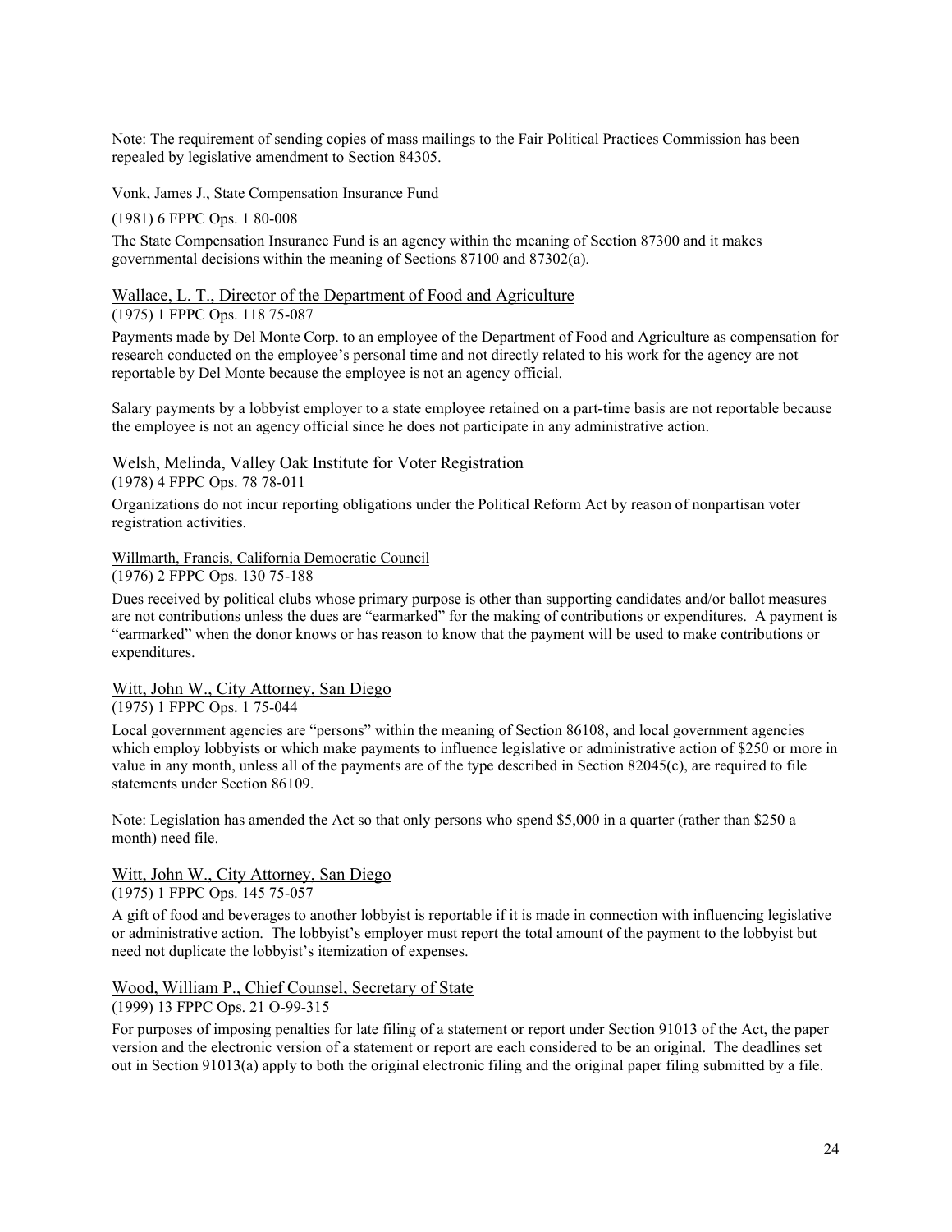Note: The requirement of sending copies of mass mailings to the Fair Political Practices Commission has been repealed by legislative amendment to Section 84305.

Vonk, James J., State Compensation Insurance Fund

(1981) 6 FPPC Ops. 1 80-008

The State Compensation Insurance Fund is an agency within the meaning of Section 87300 and it makes governmental decisions within the meaning of Sections 87100 and 87302(a).

Wallace, L. T., Director of the Department of Food and Agriculture

(1975) 1 FPPC Ops. 118 75-087

Payments made by Del Monte Corp. to an employee of the Department of Food and Agriculture as compensation for research conducted on the employee's personal time and not directly related to his work for the agency are not reportable by Del Monte because the employee is not an agency official.

Salary payments by a lobbyist employer to a state employee retained on a part-time basis are not reportable because the employee is not an agency official since he does not participate in any administrative action.

Welsh, Melinda, Valley Oak Institute for Voter Registration

(1978) 4 FPPC Ops. 78 78-011

Organizations do not incur reporting obligations under the Political Reform Act by reason of nonpartisan voter registration activities.

Willmarth, Francis, California Democratic Council

(1976) 2 FPPC Ops. 130 75-188

Dues received by political clubs whose primary purpose is other than supporting candidates and/or ballot measures are not contributions unless the dues are "earmarked" for the making of contributions or expenditures. A payment is "earmarked" when the donor knows or has reason to know that the payment will be used to make contributions or expenditures.

Witt, John W., City Attorney, San Diego

(1975) 1 FPPC Ops. 1 75-044

Local government agencies are "persons" within the meaning of Section 86108, and local government agencies which employ lobbyists or which make payments to influence legislative or administrative action of $250 or more in value in any month, unless all of the payments are of the type described in Section 82045(c), are required to file statements under Section 86109.

Note: Legislation has amended the Act so that only persons who spend $5,000 in a quarter (rather than $250 a month) need file.

Witt, John W., City Attorney, San Diego

(1975) 1 FPPC Ops. 145 75-057

A gift of food and beverages to another lobbyist is reportable if it is made in connection with influencing legislative or administrative action. The lobbyist's employer must report the total amount of the payment to the lobbyist but need not duplicate the lobbyist's itemization of expenses.

Wood, William P., Chief Counsel, Secretary of State

(1999) 13 FPPC Ops. 21 O-99-315

For purposes of imposing penalties for late filing of a statement or report under Section 91013 of the Act, the paper version and the electronic version of a statement or report are each considered to be an original. The deadlines set out in Section 91013(a) apply to both the original electronic filing and the original paper filing submitted by a file.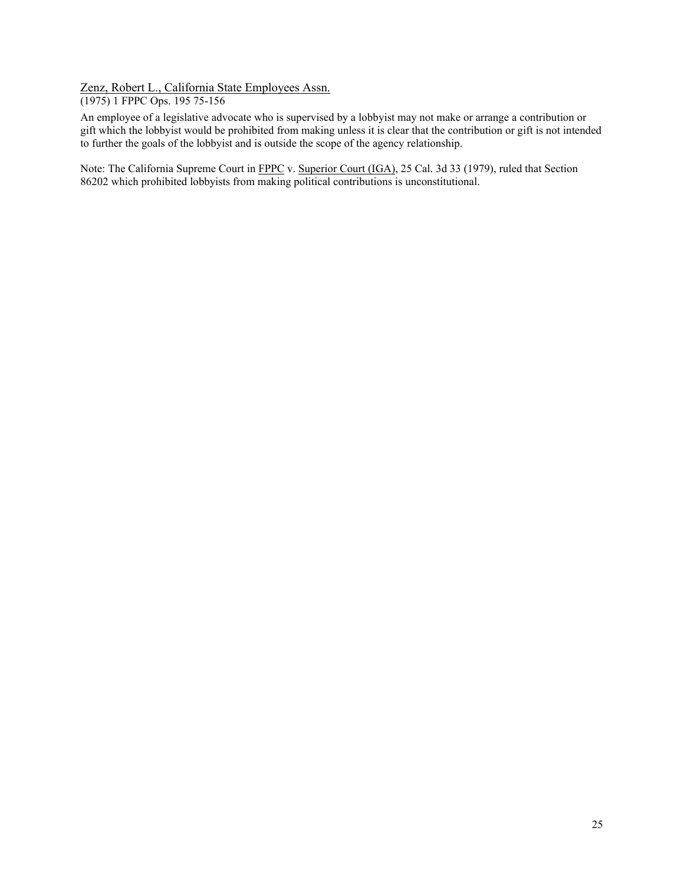<u>Zenz, Robert L., California State Employees Assn.</u>
(1975) 1 FPPC Ops. 195 75-156

An employee of a legislative advocate who is supervised by a lobbyist may not make or arrange a contribution or gift which the lobbyist would be prohibited from making unless it is clear that the contribution or gift is not intended to further the goals of the lobbyist and is outside the scope of the agency relationship.

Note: The California Supreme Court in <u>FPPC</u> v. <u>Superior Court (IGA)</u>, 25 Cal. 3d 33 (1979), ruled that Section 86202 which prohibited lobbyists from making political contributions is unconstitutional.